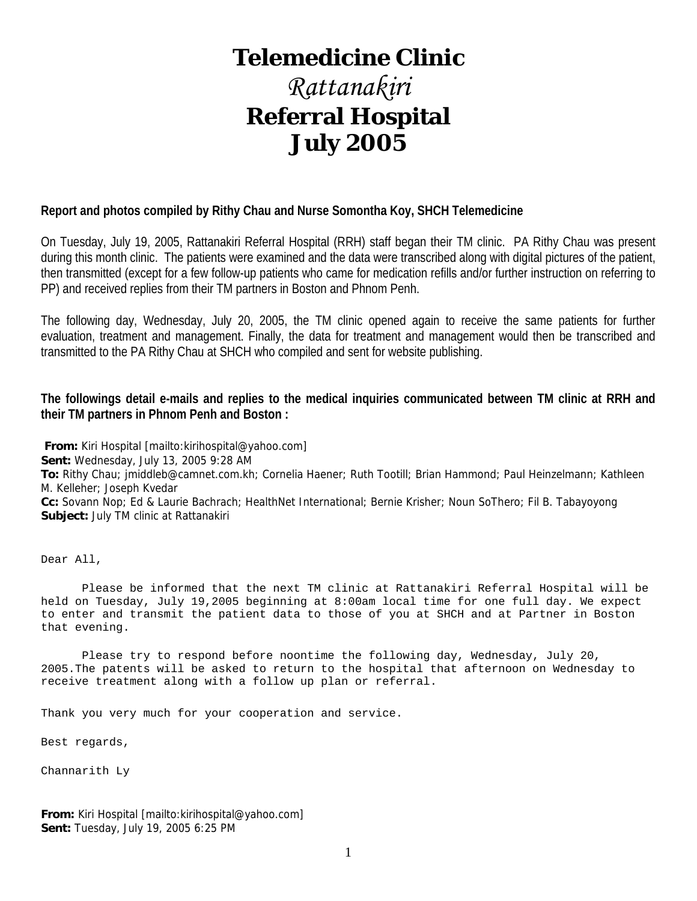# Telemedicine Clinic
## *Rattanakiri*
## Referral Hospital
## July 2005

**Report and photos compiled by Rithy Chau and Nurse Somontha Koy, SHCH Telemedicine**

On Tuesday, July 19, 2005, Rattanakiri Referral Hospital (RRH) staff began their TM clinic. PA Rithy Chau was present during this month clinic. The patients were examined and the data were transcribed along with digital pictures of the patient, then transmitted (except for a few follow-up patients who came for medication refills and/or further instruction on referring to PP) and received replies from their TM partners in Boston and Phnom Penh.

The following day, Wednesday, July 20, 2005, the TM clinic opened again to receive the same patients for further evaluation, treatment and management. Finally, the data for treatment and management would then be transcribed and transmitted to the PA Rithy Chau at SHCH who compiled and sent for website publishing.

**The followings detail e-mails and replies to the medical inquiries communicated between TM clinic at RRH and their TM partners in Phnom Penh and Boston :**

**From:** Kiri Hospital [mailto:kirihospital@yahoo.com]
**Sent:** Wednesday, July 13, 2005 9:28 AM
**To:** Rithy Chau; jmiddleb@camnet.com.kh; Cornelia Haener; Ruth Tootill; Brian Hammond; Paul Heinzelmann; Kathleen M. Kelleher; Joseph Kvedar
**Cc:** Sovann Nop; Ed & Laurie Bachrach; HealthNet International; Bernie Krisher; Noun SoThero; Fil B. Tabayoyong
**Subject:** July TM clinic at Rattanakiri

Dear All,

Please be informed that the next TM clinic at Rattanakiri Referral Hospital will be held on Tuesday, July 19,2005 beginning at 8:00am local time for one full day. We expect to enter and transmit the patient data to those of you at SHCH and at Partner in Boston that evening.

Please try to respond before noontime the following day, Wednesday, July 20, 2005.The patents will be asked to return to the hospital that afternoon on Wednesday to receive treatment along with a follow up plan or referral.

Thank you very much for your cooperation and service.

Best regards,

Channarith Ly

**From:** Kiri Hospital [mailto:kirihospital@yahoo.com]
**Sent:** Tuesday, July 19, 2005 6:25 PM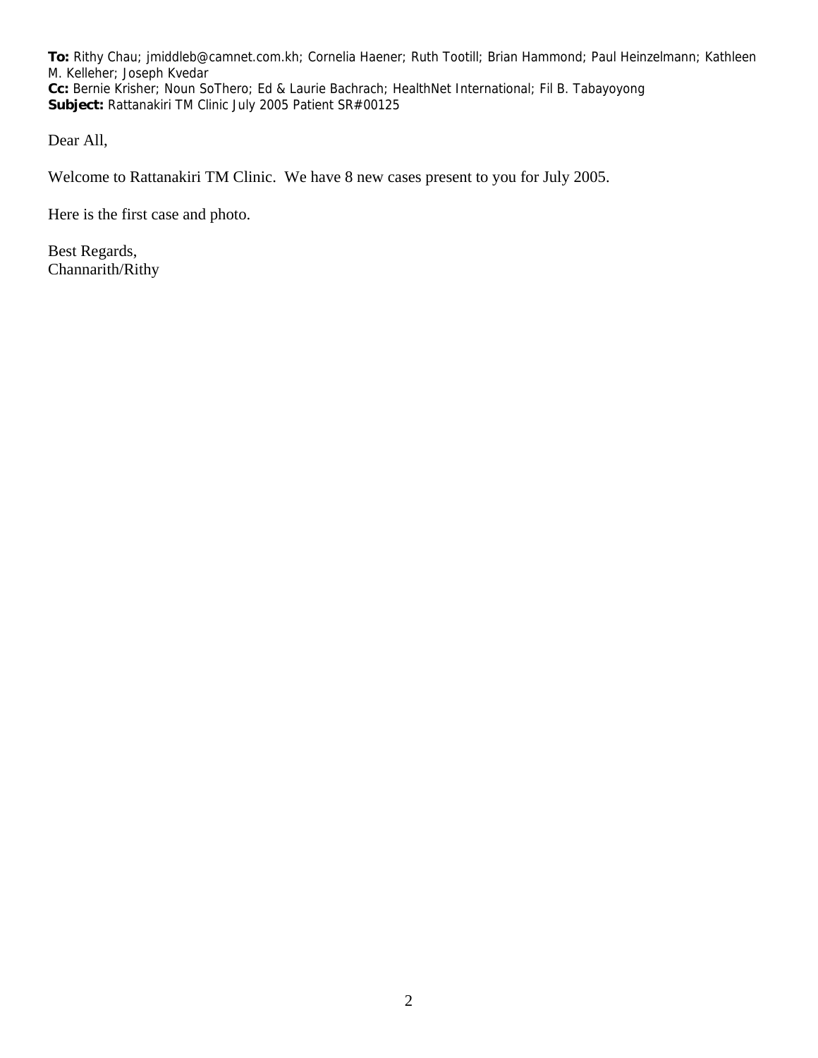**To:** Rithy Chau; jmiddleb@camnet.com.kh; Cornelia Haener; Ruth Tootill; Brian Hammond; Paul Heinzelmann; Kathleen M. Kelleher; Joseph Kvedar
**Cc:** Bernie Krisher; Noun SoThero; Ed & Laurie Bachrach; HealthNet International; Fil B. Tabayoyong
**Subject:** Rattanakiri TM Clinic July 2005 Patient SR#00125

Dear All,

Welcome to Rattanakiri TM Clinic. We have 8 new cases present to you for July 2005.

Here is the first case and photo.

Best Regards,
Channarith/Rithy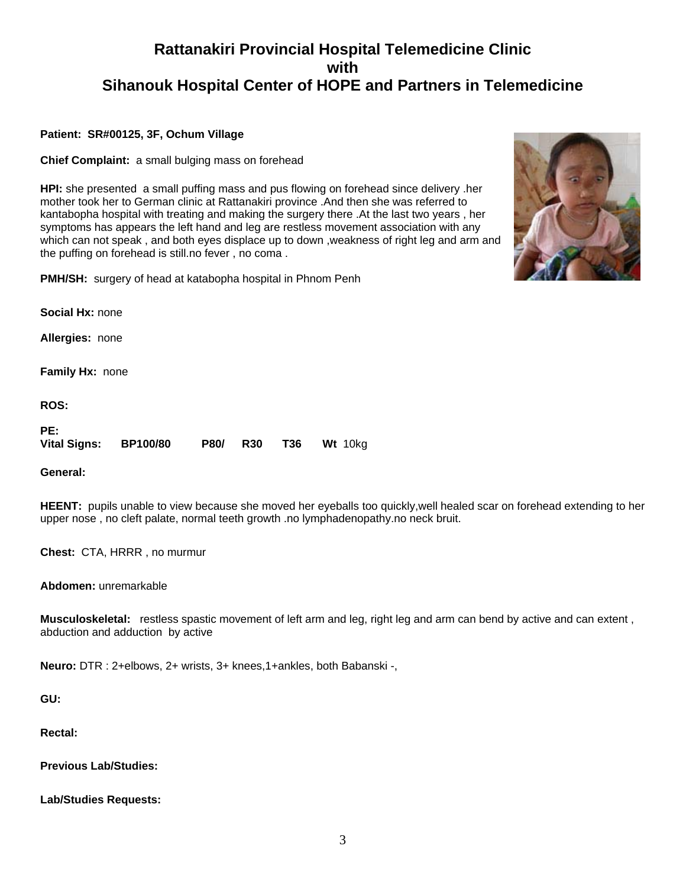# Rattanakiri Provincial Hospital Telemedicine Clinic
# with
# Sihanouk Hospital Center of HOPE and Partners in Telemedicine

**Patient: SR#00125, 3F, Ochum Village**

**Chief Complaint:** a small bulging mass on forehead

**HPI:** she presented a small puffing mass and pus flowing on forehead since delivery .her mother took her to German clinic at Rattanakiri province .And then she was referred to kantabopha hospital with treating and making the surgery there .At the last two years , her symptoms has appears the left hand and leg are restless movement association with any which can not speak , and both eyes displace up to down ,weakness of right leg and arm and the puffing on forehead is still.no fever , no coma .

**PMH/SH:** surgery of head at katabopha hospital in Phnom Penh

**Social Hx:** none

**Allergies:** none

**Family Hx:** none

**ROS:**

**PE:**
**Vital Signs:** **BP**100/80 **P**80/ **R**30 **T**36 **Wt** 10kg

**General:**

**HEENT:** pupils unable to view because she moved her eyeballs too quickly,well healed scar on forehead extending to her upper nose , no cleft palate, normal teeth growth .no lymphadenopathy.no neck bruit.

**Chest:** CTA, HRRR , no murmur

**Abdomen:** unremarkable

**Musculoskeletal:** restless spastic movement of left arm and leg, right leg and arm can bend by active and can extent , abduction and adduction by active

**Neuro:** DTR : 2+elbows, 2+ wrists, 3+ knees,1+ankles, both Babanski -,

**GU:**

**Rectal:**

**Previous Lab/Studies:**

**Lab/Studies Requests:**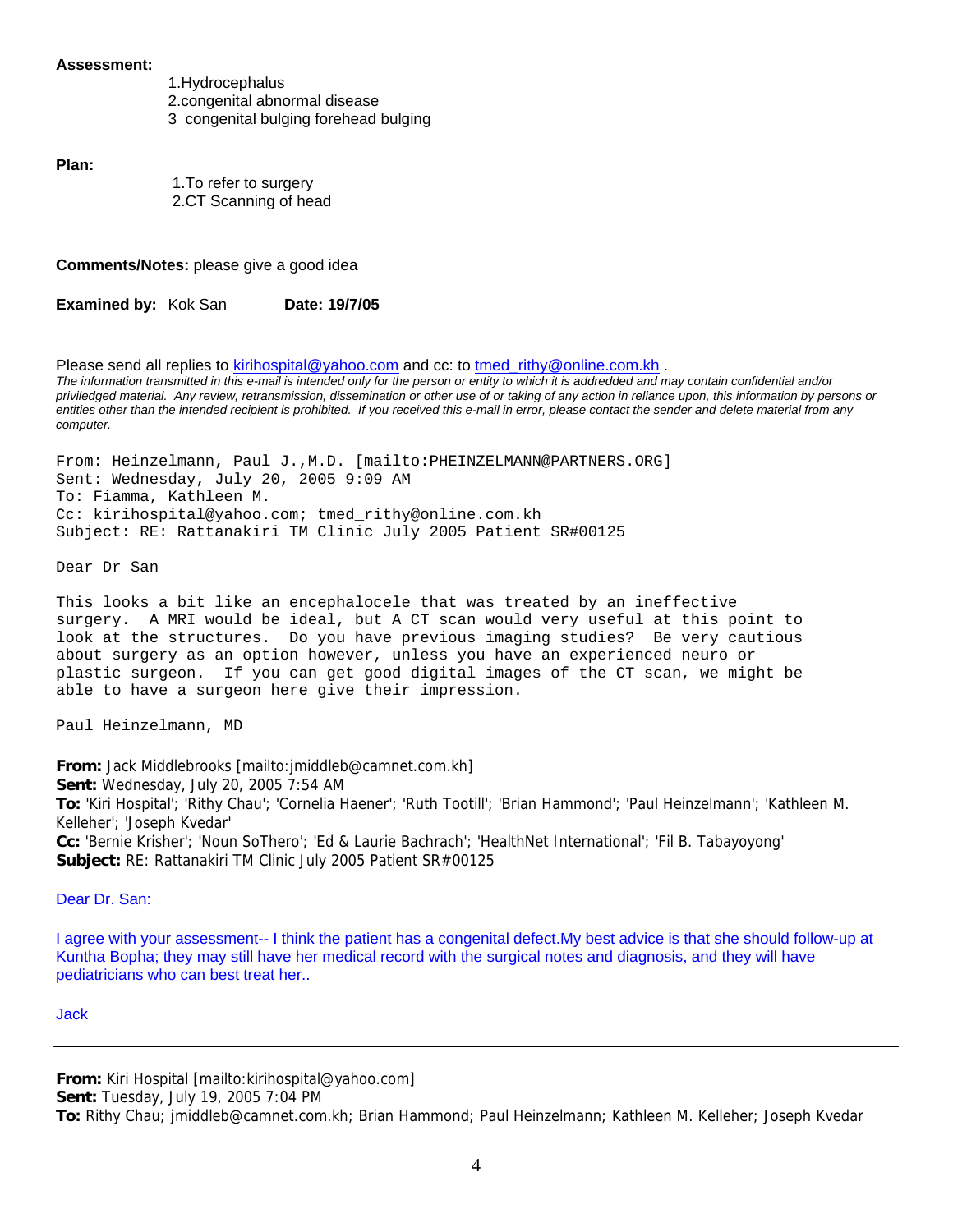**Assessment:**

1.Hydrocephalus
2.congenital abnormal disease
3 congenital bulging forehead bulging

**Plan:**

1.To refer to surgery
2.CT Scanning of head

**Comments/Notes:** please give a good idea

**Examined by:** Kok San **Date: 19/7/05**

Please send all replies to kirihospital@yahoo.com and cc: to tmed_rithy@online.com.kh .

*The information transmitted in this e-mail is intended only for the person or entity to which it is addredded and may contain confidential and/or priviledged material. Any review, retransmission, dissemination or other use of or taking of any action in reliance upon, this information by persons or entities other than the intended recipient is prohibited. If you received this e-mail in error, please contact the sender and delete material from any computer.*

From: Heinzelmann, Paul J.,M.D. [mailto:PHEINZELMANN@PARTNERS.ORG]
Sent: Wednesday, July 20, 2005 9:09 AM
To: Fiamma, Kathleen M.
Cc: kirihospital@yahoo.com; tmed_rithy@online.com.kh
Subject: RE: Rattanakiri TM Clinic July 2005 Patient SR#00125

Dear Dr San

This looks a bit like an encephalocele that was treated by an ineffective surgery. A MRI would be ideal, but A CT scan would very useful at this point to look at the structures. Do you have previous imaging studies? Be very cautious about surgery as an option however, unless you have an experienced neuro or plastic surgeon. If you can get good digital images of the CT scan, we might be able to have a surgeon here give their impression.

Paul Heinzelmann, MD

**From:** Jack Middlebrooks [mailto:jmiddleb@camnet.com.kh]
**Sent:** Wednesday, July 20, 2005 7:54 AM
**To:** 'Kiri Hospital'; 'Rithy Chau'; 'Cornelia Haener'; 'Ruth Tootill'; 'Brian Hammond'; 'Paul Heinzelmann'; 'Kathleen M. Kelleher'; 'Joseph Kvedar'
**Cc:** 'Bernie Krisher'; 'Noun SoThero'; 'Ed & Laurie Bachrach'; 'HealthNet International'; 'Fil B. Tabayoyong'
**Subject:** RE: Rattanakiri TM Clinic July 2005 Patient SR#00125

Dear Dr. San:

I agree with your assessment-- I think the patient has a congenital defect.My best advice is that she should follow-up at Kuntha Bopha; they may still have her medical record with the surgical notes and diagnosis, and they will have pediatricians who can best treat her..

Jack

---

**From:** Kiri Hospital [mailto:kirihospital@yahoo.com]
**Sent:** Tuesday, July 19, 2005 7:04 PM
**To:** Rithy Chau; jmiddleb@camnet.com.kh; Brian Hammond; Paul Heinzelmann; Kathleen M. Kelleher; Joseph Kvedar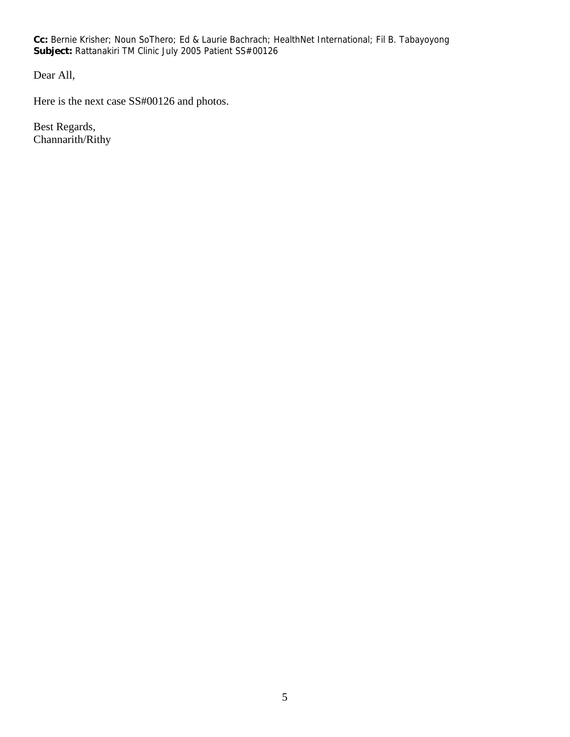**Cc:** Bernie Krisher; Noun SoThero; Ed & Laurie Bachrach; HealthNet International; Fil B. Tabayoyong
**Subject:** Rattanakiri TM Clinic July 2005 Patient SS#00126

Dear All,

Here is the next case SS#00126 and photos.

Best Regards,
Channarith/Rithy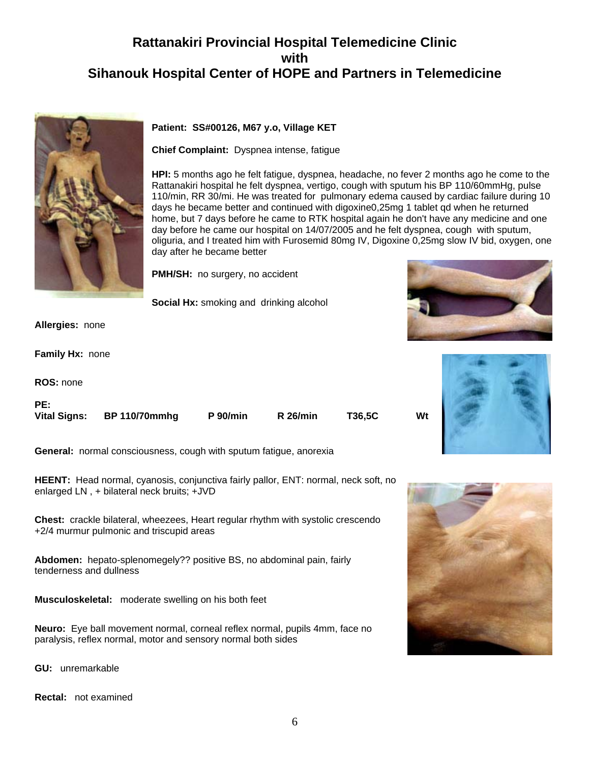# Rattanakiri Provincial Hospital Telemedicine Clinic with Sihanouk Hospital Center of HOPE and Partners in Telemedicine

**Patient: SS#00126, M67 y.o, Village KET**

**Chief Complaint:** Dyspnea intense, fatigue

**HPI:** 5 months ago he felt fatigue, dyspnea, headache, no fever 2 months ago he come to the Rattanakiri hospital he felt dyspnea, vertigo, cough with sputum his BP 110/60mmHg, pulse 110/min, RR 30/mi. He was treated for pulmonary edema caused by cardiac failure during 10 days he became better and continued with digoxine0,25mg 1 tablet qd when he returned home, but 7 days before he came to RTK hospital again he don't have any medicine and one day before he came our hospital on 14/07/2005 and he felt dyspnea, cough with sputum, oliguria, and I treated him with Furosemid 80mg IV, Digoxine 0,25mg slow IV bid, oxygen, one day after he became better

**PMH/SH:** no surgery, no accident

**Social Hx:** smoking and drinking alcohol

**Allergies:** none

**Family Hx:** none

**ROS:** none

**PE:**

**Vital Signs:** **BP 110/70mmhg** **P 90/min** **R 26/min** **T36,5C** **Wt**

**General:** normal consciousness, cough with sputum fatigue, anorexia

**HEENT:** Head normal, cyanosis, conjunctiva fairly pallor, ENT: normal, neck soft, no enlarged LN , + bilateral neck bruits; +JVD

**Chest:** crackle bilateral, wheezees, Heart regular rhythm with systolic crescendo +2/4 murmur pulmonic and triscupid areas

**Abdomen:** hepato-splenomegely?? positive BS, no abdominal pain, fairly tenderness and dullness

**Musculoskeletal:** moderate swelling on his both feet

**Neuro:** Eye ball movement normal, corneal reflex normal, pupils 4mm, face no paralysis, reflex normal, motor and sensory normal both sides

**GU:** unremarkable

**Rectal:** not examined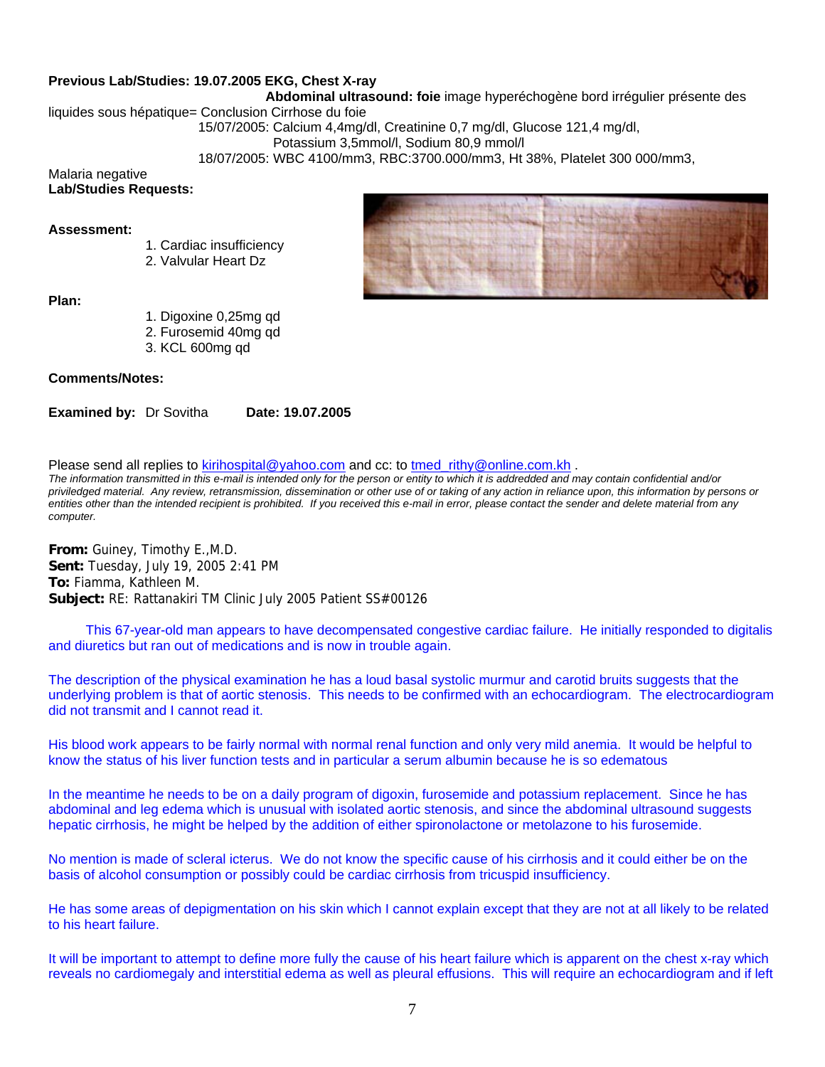**Previous Lab/Studies: 19.07.2005 EKG, Chest X-ray**

**Abdominal ultrasound: foie** image hyperéchogène bord irrégulier présente des liquides sous hépatique= Conclusion Cirrhose du foie

15/07/2005: Calcium 4,4mg/dl, Creatinine 0,7 mg/dl, Glucose 121,4 mg/dl, Potassium 3,5mmol/l, Sodium 80,9 mmol/l

18/07/2005: WBC 4100/mm3, RBC:3700.000/mm3, Ht 38%, Platelet 300 000/mm3, Malaria negative

**Lab/Studies Requests:**

**Assessment:**

1. Cardiac insufficiency
2. Valvular Heart Dz

**Plan:**

1. Digoxine 0,25mg qd
2. Furosemid 40mg qd
3. KCL 600mg qd

**Comments/Notes:**

**Examined by:** Dr Sovitha **Date: 19.07.2005**

Please send all replies to kirihospital@yahoo.com and cc: to tmed_rithy@online.com.kh .

*The information transmitted in this e-mail is intended only for the person or entity to which it is addredded and may contain confidential and/or priviledged material. Any review, retransmission, dissemination or other use of or taking of any action in reliance upon, this information by persons or entities other than the intended recipient is prohibited. If you received this e-mail in error, please contact the sender and delete material from any computer.*

**From:** Guiney, Timothy E.,M.D.
**Sent:** Tuesday, July 19, 2005 2:41 PM
**To:** Fiamma, Kathleen M.
**Subject:** RE: Rattanakiri TM Clinic July 2005 Patient SS#00126

This 67-year-old man appears to have decompensated congestive cardiac failure. He initially responded to digitalis and diuretics but ran out of medications and is now in trouble again.

The description of the physical examination he has a loud basal systolic murmur and carotid bruits suggests that the underlying problem is that of aortic stenosis. This needs to be confirmed with an echocardiogram. The electrocardiogram did not transmit and I cannot read it.

His blood work appears to be fairly normal with normal renal function and only very mild anemia. It would be helpful to know the status of his liver function tests and in particular a serum albumin because he is so edematous

In the meantime he needs to be on a daily program of digoxin, furosemide and potassium replacement. Since he has abdominal and leg edema which is unusual with isolated aortic stenosis, and since the abdominal ultrasound suggests hepatic cirrhosis, he might be helped by the addition of either spironolactone or metolazone to his furosemide.

No mention is made of scleral icterus. We do not know the specific cause of his cirrhosis and it could either be on the basis of alcohol consumption or possibly could be cardiac cirrhosis from tricuspid insufficiency.

He has some areas of depigmentation on his skin which I cannot explain except that they are not at all likely to be related to his heart failure.

It will be important to attempt to define more fully the cause of his heart failure which is apparent on the chest x-ray which reveals no cardiomegaly and interstitial edema as well as pleural effusions. This will require an echocardiogram and if left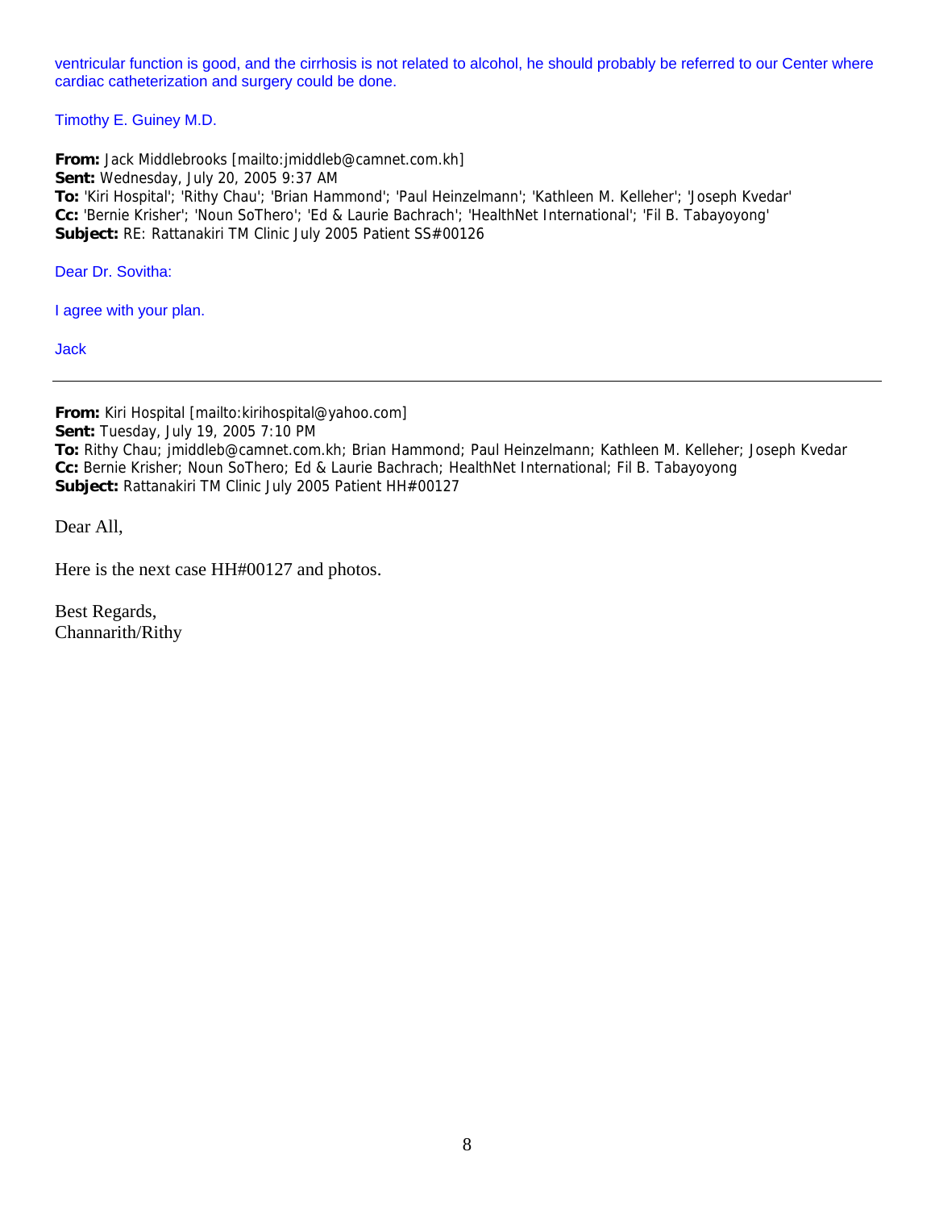ventricular function is good, and the cirrhosis is not related to alcohol, he should probably be referred to our Center where cardiac catheterization and surgery could be done.

Timothy E. Guiney M.D.

**From:** Jack Middlebrooks [mailto:jmiddleb@camnet.com.kh]
**Sent:** Wednesday, July 20, 2005 9:37 AM
**To:** 'Kiri Hospital'; 'Rithy Chau'; 'Brian Hammond'; 'Paul Heinzelmann'; 'Kathleen M. Kelleher'; 'Joseph Kvedar'
**Cc:** 'Bernie Krisher'; 'Noun SoThero'; 'Ed & Laurie Bachrach'; 'HealthNet International'; 'Fil B. Tabayoyong'
**Subject:** RE: Rattanakiri TM Clinic July 2005 Patient SS#00126

Dear Dr. Sovitha:

I agree with your plan.

Jack

---

**From:** Kiri Hospital [mailto:kirihospital@yahoo.com]
**Sent:** Tuesday, July 19, 2005 7:10 PM
**To:** Rithy Chau; jmiddleb@camnet.com.kh; Brian Hammond; Paul Heinzelmann; Kathleen M. Kelleher; Joseph Kvedar
**Cc:** Bernie Krisher; Noun SoThero; Ed & Laurie Bachrach; HealthNet International; Fil B. Tabayoyong
**Subject:** Rattanakiri TM Clinic July 2005 Patient HH#00127

Dear All,

Here is the next case HH#00127 and photos.

Best Regards,
Channarith/Rithy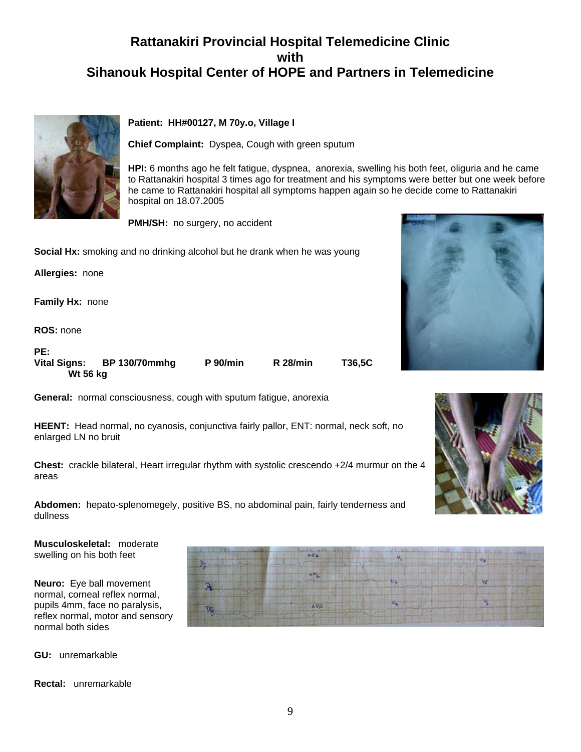# Rattanakiri Provincial Hospital Telemedicine Clinic with Sihanouk Hospital Center of HOPE and Partners in Telemedicine

**Patient: HH#00127, M 70y.o, Village I**

**Chief Complaint:** Dyspea, Cough with green sputum

**HPI:** 6 months ago he felt fatigue, dyspnea, anorexia, swelling his both feet, oliguria and he came to Rattanakiri hospital 3 times ago for treatment and his symptoms were better but one week before he came to Rattanakiri hospital all symptoms happen again so he decide come to Rattanakiri hospital on 18.07.2005

**PMH/SH:** no surgery, no accident

**Social Hx:** smoking and no drinking alcohol but he drank when he was young

**Allergies:** none

**Family Hx:** none

**ROS:** none

**PE:**

**Vital Signs:** **BP 130/70mmhg** **P 90/min** **R 28/min** **T36,5C** **Wt 56 kg**

**General:** normal consciousness, cough with sputum fatigue, anorexia

**HEENT:** Head normal, no cyanosis, conjunctiva fairly pallor, ENT: normal, neck soft, no enlarged LN no bruit

**Chest:** crackle bilateral, Heart irregular rhythm with systolic crescendo +2/4 murmur on the 4 areas

**Abdomen:** hepato-splenomegely, positive BS, no abdominal pain, fairly tenderness and dullness

**Musculoskeletal:** moderate swelling on his both feet

**Neuro:** Eye ball movement normal, corneal reflex normal, pupils 4mm, face no paralysis, reflex normal, motor and sensory normal both sides

**GU:** unremarkable

**Rectal:** unremarkable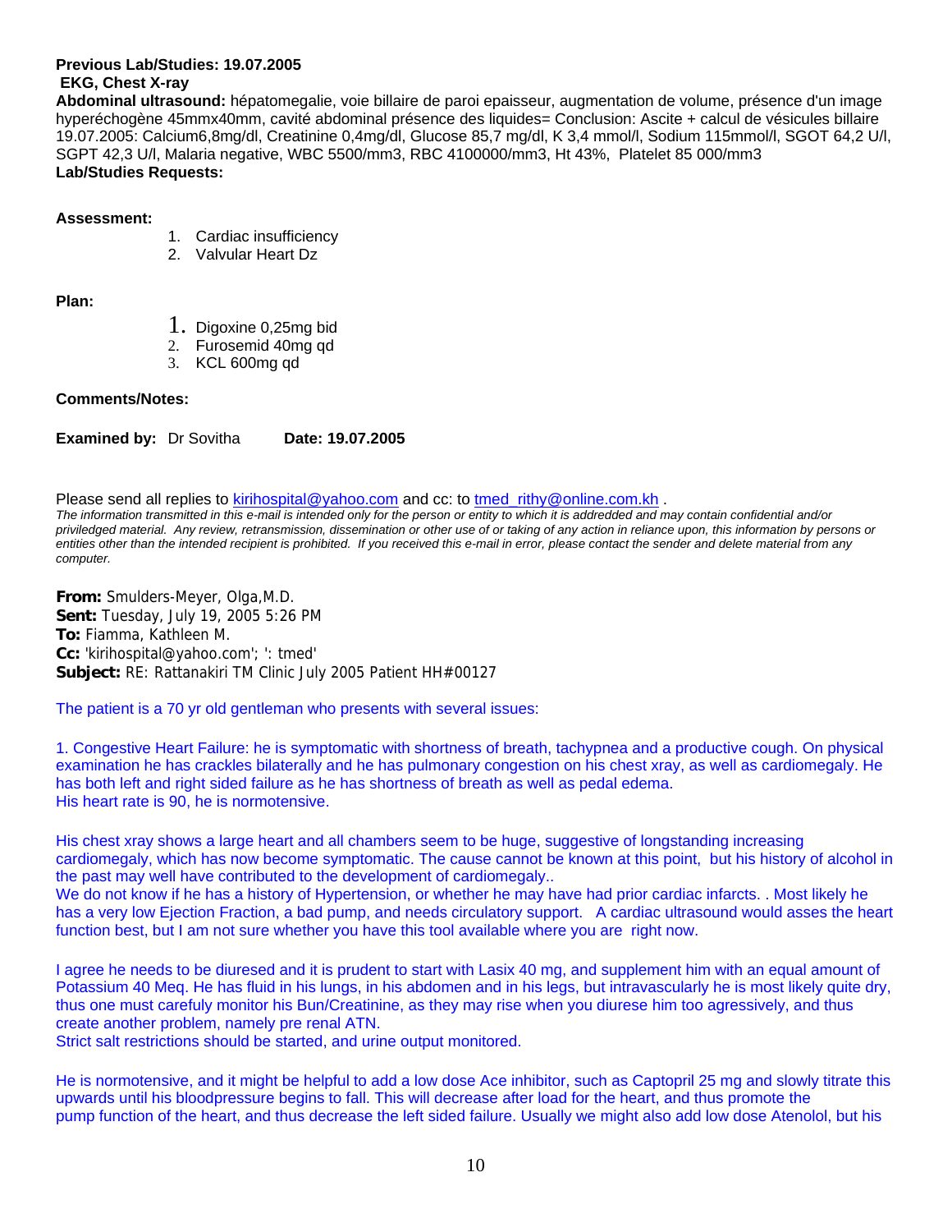**Previous Lab/Studies: 19.07.2005**

**EKG, Chest X-ray**

**Abdominal ultrasound:** hépatomegalie, voie billaire de paroi epaisseur, augmentation de volume, présence d'un image hyperéchogène 45mmx40mm, cavité abdominal présence des liquides= Conclusion: Ascite + calcul de vésicules billaire 19.07.2005: Calcium6,8mg/dl, Creatinine 0,4mg/dl, Glucose 85,7 mg/dl, K 3,4 mmol/l, Sodium 115mmol/l, SGOT 64,2 U/l, SGPT 42,3 U/l, Malaria negative, WBC 5500/mm3, RBC 4100000/mm3, Ht 43%, Platelet 85 000/mm3

**Lab/Studies Requests:**

**Assessment:**

1. Cardiac insufficiency
2. Valvular Heart Dz

**Plan:**

1. Digoxine 0,25mg bid
2. Furosemid 40mg qd
3. KCL 600mg qd

**Comments/Notes:**

**Examined by:** Dr Sovitha **Date: 19.07.2005**

Please send all replies to kirihospital@yahoo.com and cc: to tmed_rithy@online.com.kh .

*The information transmitted in this e-mail is intended only for the person or entity to which it is addredded and may contain confidential and/or priviledged material. Any review, retransmission, dissemination or other use of or taking of any action in reliance upon, this information by persons or entities other than the intended recipient is prohibited. If you received this e-mail in error, please contact the sender and delete material from any computer.*

**From:** Smulders-Meyer, Olga,M.D.
**Sent:** Tuesday, July 19, 2005 5:26 PM
**To:** Fiamma, Kathleen M.
**Cc:** 'kirihospital@yahoo.com'; ': tmed'
**Subject:** RE: Rattanakiri TM Clinic July 2005 Patient HH#00127

The patient is a 70 yr old gentleman who presents with several issues:

1. Congestive Heart Failure: he is symptomatic with shortness of breath, tachypnea and a productive cough. On physical examination he has crackles bilaterally and he has pulmonary congestion on his chest xray, as well as cardiomegaly. He has both left and right sided failure as he has shortness of breath as well as pedal edema.
His heart rate is 90, he is normotensive.

His chest xray shows a large heart and all chambers seem to be huge, suggestive of longstanding increasing cardiomegaly, which has now become symptomatic. The cause cannot be known at this point, but his history of alcohol in the past may well have contributed to the development of cardiomegaly..
We do not know if he has a history of Hypertension, or whether he may have had prior cardiac infarcts. . Most likely he has a very low Ejection Fraction, a bad pump, and needs circulatory support. A cardiac ultrasound would asses the heart function best, but I am not sure whether you have this tool available where you are right now.

I agree he needs to be diuresed and it is prudent to start with Lasix 40 mg, and supplement him with an equal amount of Potassium 40 Meq. He has fluid in his lungs, in his abdomen and in his legs, but intravascularly he is most likely quite dry, thus one must carefuly monitor his Bun/Creatinine, as they may rise when you diurese him too agressively, and thus create another problem, namely pre renal ATN.
Strict salt restrictions should be started, and urine output monitored.

He is normotensive, and it might be helpful to add a low dose Ace inhibitor, such as Captopril 25 mg and slowly titrate this upwards until his bloodpressure begins to fall. This will decrease after load for the heart, and thus promote the pump function of the heart, and thus decrease the left sided failure. Usually we might also add low dose Atenolol, but his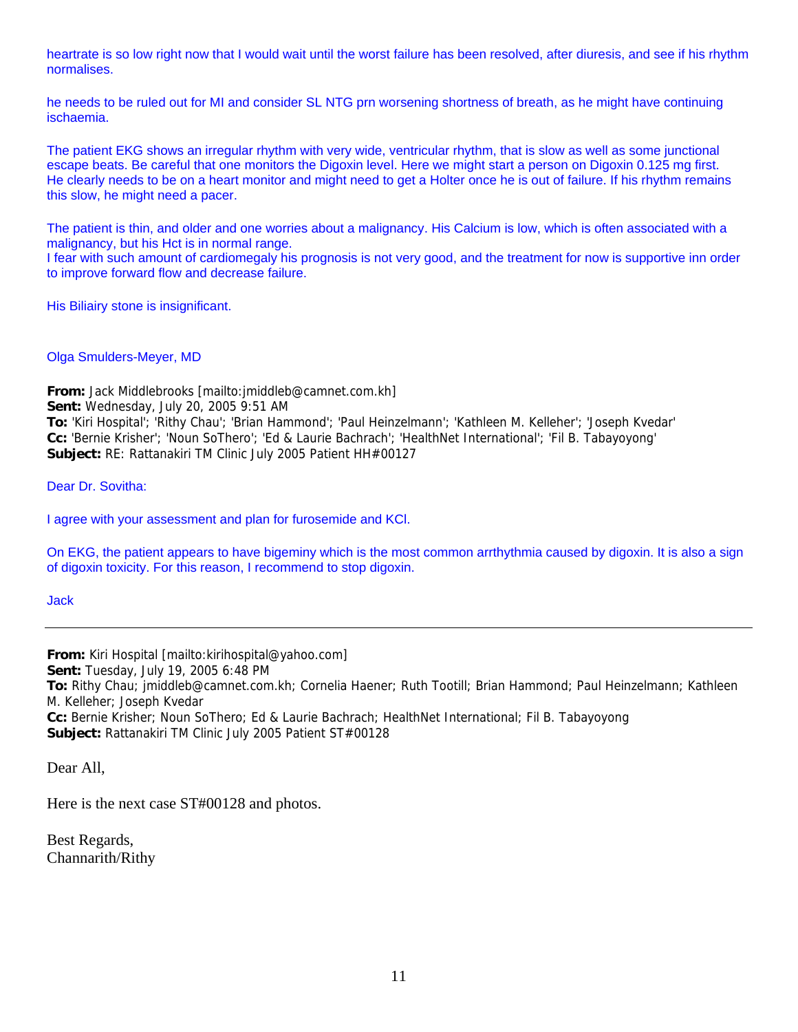heartrate is so low right now that I would wait until the worst failure has been resolved, after diuresis, and see if his rhythm normalises.

he needs to be ruled out for MI and consider SL NTG prn worsening shortness of breath, as he might have continuing ischaemia.

The patient EKG shows an irregular rhythm with very wide, ventricular rhythm, that is slow as well as some junctional escape beats. Be careful that one monitors the Digoxin level. Here we might start a person on Digoxin 0.125 mg first. He clearly needs to be on a heart monitor and might need to get a Holter once he is out of failure. If his rhythm remains this slow, he might need a pacer.

The patient is thin, and older and one worries about a malignancy. His Calcium is low, which is often associated with a malignancy, but his Hct is in normal range.
I fear with such amount of cardiomegaly his prognosis is not very good, and the treatment for now is supportive inn order to improve forward flow and decrease failure.

His Biliairy stone is insignificant.

Olga Smulders-Meyer, MD

**From:** Jack Middlebrooks [mailto:jmiddleb@camnet.com.kh]
**Sent:** Wednesday, July 20, 2005 9:51 AM
**To:** 'Kiri Hospital'; 'Rithy Chau'; 'Brian Hammond'; 'Paul Heinzelmann'; 'Kathleen M. Kelleher'; 'Joseph Kvedar'
**Cc:** 'Bernie Krisher'; 'Noun SoThero'; 'Ed & Laurie Bachrach'; 'HealthNet International'; 'Fil B. Tabayoyong'
**Subject:** RE: Rattanakiri TM Clinic July 2005 Patient HH#00127

Dear Dr. Sovitha:

I agree with your assessment and plan for furosemide and KCl.

On EKG, the patient appears to have bigeminy which is the most common arrthythmia caused by digoxin. It is also a sign of digoxin toxicity. For this reason, I recommend to stop digoxin.

Jack

---

**From:** Kiri Hospital [mailto:kirihospital@yahoo.com]
**Sent:** Tuesday, July 19, 2005 6:48 PM
**To:** Rithy Chau; jmiddleb@camnet.com.kh; Cornelia Haener; Ruth Tootill; Brian Hammond; Paul Heinzelmann; Kathleen M. Kelleher; Joseph Kvedar
**Cc:** Bernie Krisher; Noun SoThero; Ed & Laurie Bachrach; HealthNet International; Fil B. Tabayoyong
**Subject:** Rattanakiri TM Clinic July 2005 Patient ST#00128

Dear All,

Here is the next case ST#00128 and photos.

Best Regards,
Channarith/Rithy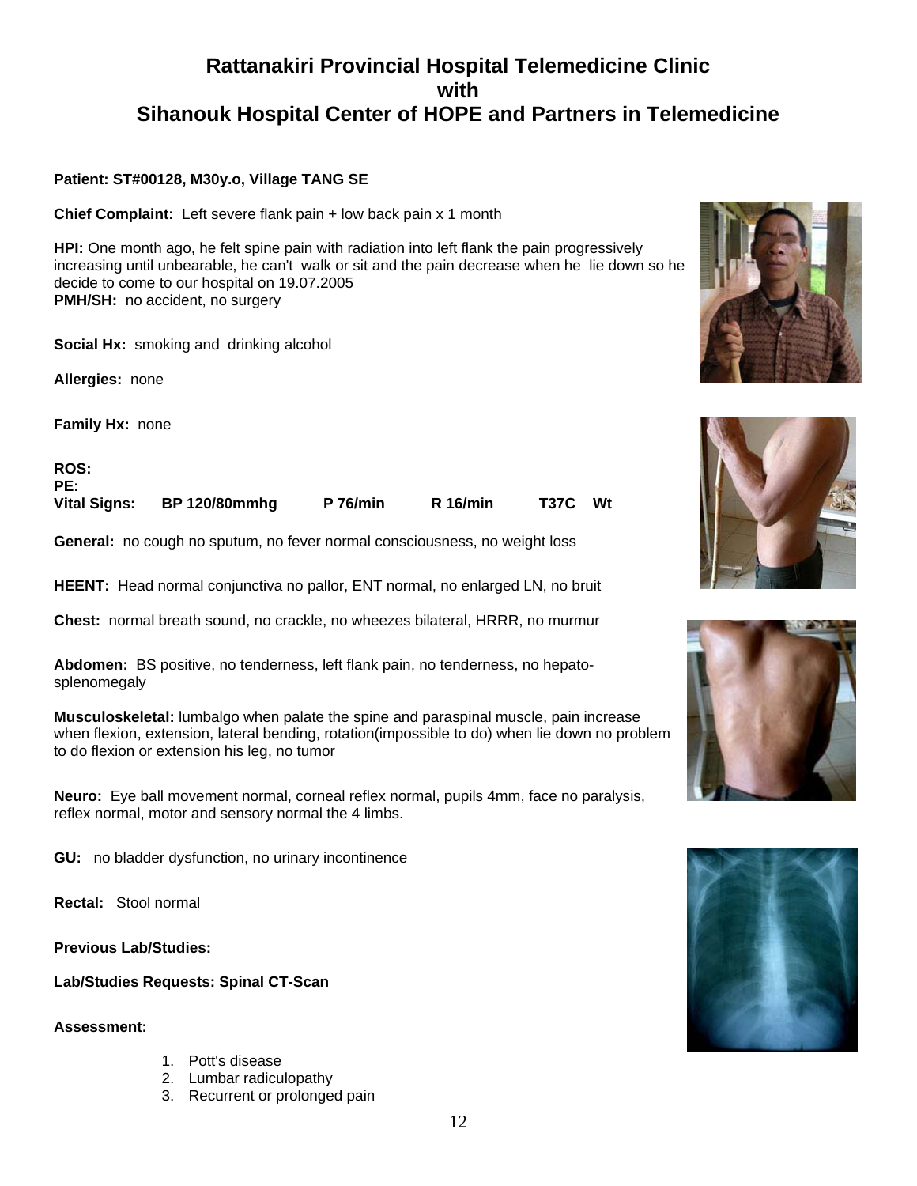# Rattanakiri Provincial Hospital Telemedicine Clinic with Sihanouk Hospital Center of HOPE and Partners in Telemedicine

**Patient: ST#00128, M30y.o, Village TANG SE**

**Chief Complaint:** Left severe flank pain + low back pain x 1 month

**HPI:** One month ago, he felt spine pain with radiation into left flank the pain progressively increasing until unbearable, he can't walk or sit and the pain decrease when he lie down so he decide to come to our hospital on 19.07.2005

**PMH/SH:** no accident, no surgery

**Social Hx:** smoking and drinking alcohol

**Allergies:** none

**Family Hx:** none

**ROS:**

**PE:**

**Vital Signs:** **BP 120/80mmhg** **P 76/min** **R 16/min** **T37C** **Wt**

**General:** no cough no sputum, no fever normal consciousness, no weight loss

**HEENT:** Head normal conjunctiva no pallor, ENT normal, no enlarged LN, no bruit

**Chest:** normal breath sound, no crackle, no wheezes bilateral, HRRR, no murmur

**Abdomen:** BS positive, no tenderness, left flank pain, no tenderness, no hepato-splenomegaly

**Musculoskeletal:** lumbalgo when palate the spine and paraspinal muscle, pain increase when flexion, extension, lateral bending, rotation(impossible to do) when lie down no problem to do flexion or extension his leg, no tumor

**Neuro:** Eye ball movement normal, corneal reflex normal, pupils 4mm, face no paralysis, reflex normal, motor and sensory normal the 4 limbs.

**GU:** no bladder dysfunction, no urinary incontinence

**Rectal:** Stool normal

**Previous Lab/Studies:**

**Lab/Studies Requests: Spinal CT-Scan**

**Assessment:**

1. Pott's disease
2. Lumbar radiculopathy
3. Recurrent or prolonged pain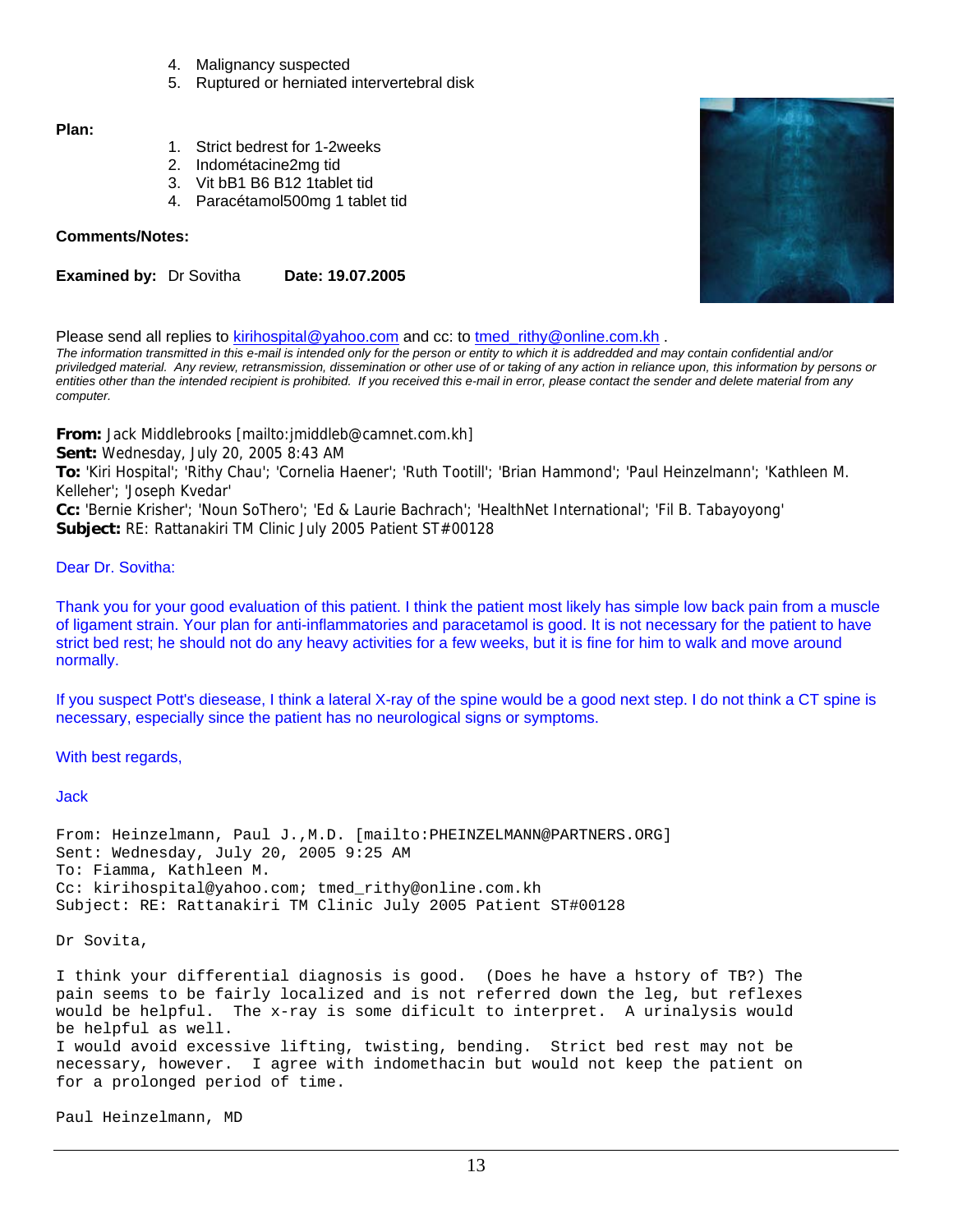4. Malignancy suspected
5. Ruptured or herniated intervertebral disk

**Plan:**

1. Strict bedrest for 1-2weeks
2. Indométacine2mg tid
3. Vit bB1 B6 B12 1tablet tid
4. Paracétamol500mg 1 tablet tid

**Comments/Notes:**

**Examined by:** Dr Sovitha **Date: 19.07.2005**

Please send all replies to kirihospital@yahoo.com and cc: to tmed_rithy@online.com.kh .

*The information transmitted in this e-mail is intended only for the person or entity to which it is addredded and may contain confidential and/or priviledged material. Any review, retransmission, dissemination or other use of or taking of any action in reliance upon, this information by persons or entities other than the intended recipient is prohibited. If you received this e-mail in error, please contact the sender and delete material from any computer.*

**From:** Jack Middlebrooks [mailto:jmiddleb@camnet.com.kh]
**Sent:** Wednesday, July 20, 2005 8:43 AM
**To:** 'Kiri Hospital'; 'Rithy Chau'; 'Cornelia Haener'; 'Ruth Tootill'; 'Brian Hammond'; 'Paul Heinzelmann'; 'Kathleen M. Kelleher'; 'Joseph Kvedar'
**Cc:** 'Bernie Krisher'; 'Noun SoThero'; 'Ed & Laurie Bachrach'; 'HealthNet International'; 'Fil B. Tabayoyong'
**Subject:** RE: Rattanakiri TM Clinic July 2005 Patient ST#00128

Dear Dr. Sovitha:

Thank you for your good evaluation of this patient. I think the patient most likely has simple low back pain from a muscle of ligament strain. Your plan for anti-inflammatories and paracetamol is good. It is not necessary for the patient to have strict bed rest; he should not do any heavy activities for a few weeks, but it is fine for him to walk and move around normally.

If you suspect Pott's diesease, I think a lateral X-ray of the spine would be a good next step. I do not think a CT spine is necessary, especially since the patient has no neurological signs or symptoms.

With best regards,

Jack

From: Heinzelmann, Paul J.,M.D. [mailto:PHEINZELMANN@PARTNERS.ORG]
Sent: Wednesday, July 20, 2005 9:25 AM
To: Fiamma, Kathleen M.
Cc: kirihospital@yahoo.com; tmed_rithy@online.com.kh
Subject: RE: Rattanakiri TM Clinic July 2005 Patient ST#00128

Dr Sovita,

I think your differential diagnosis is good. (Does he have a hstory of TB?) The pain seems to be fairly localized and is not referred down the leg, but reflexes would be helpful. The x-ray is some dificult to interpret. A urinalysis would be helpful as well.
I would avoid excessive lifting, twisting, bending. Strict bed rest may not be necessary, however. I agree with indomethacin but would not keep the patient on for a prolonged period of time.

Paul Heinzelmann, MD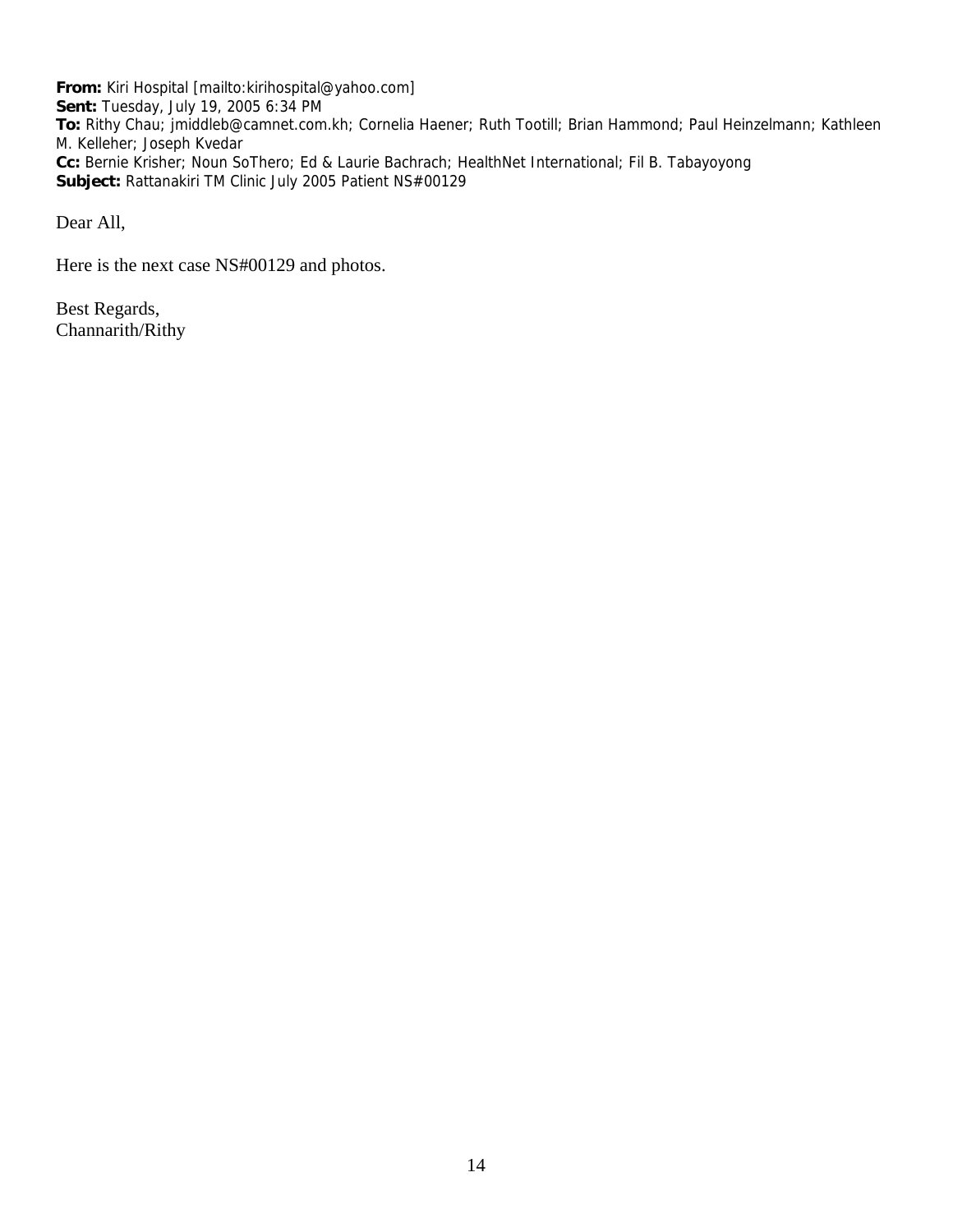**From:** Kiri Hospital [mailto:kirihospital@yahoo.com]
**Sent:** Tuesday, July 19, 2005 6:34 PM
**To:** Rithy Chau; jmiddleb@camnet.com.kh; Cornelia Haener; Ruth Tootill; Brian Hammond; Paul Heinzelmann; Kathleen M. Kelleher; Joseph Kvedar
**Cc:** Bernie Krisher; Noun SoThero; Ed & Laurie Bachrach; HealthNet International; Fil B. Tabayoyong
**Subject:** Rattanakiri TM Clinic July 2005 Patient NS#00129

Dear All,

Here is the next case NS#00129 and photos.

Best Regards,
Channarith/Rithy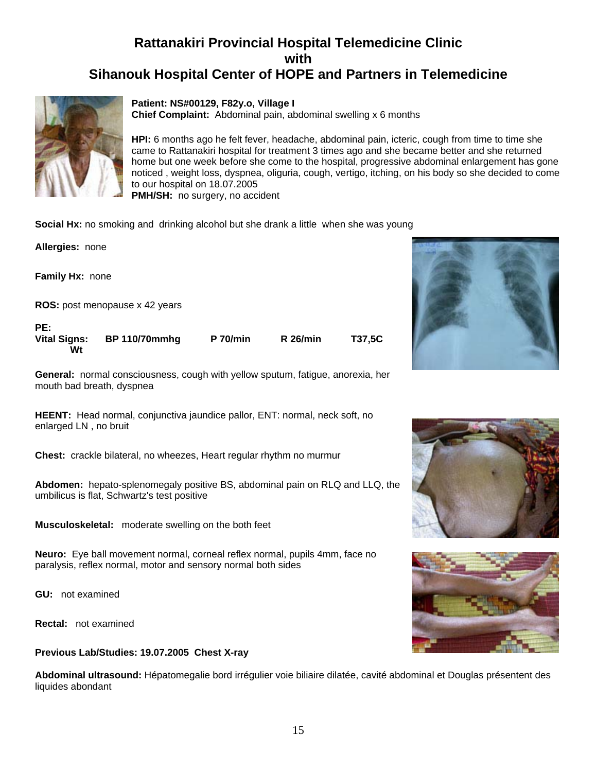# Rattanakiri Provincial Hospital Telemedicine Clinic
# with
# Sihanouk Hospital Center of HOPE and Partners in Telemedicine

**Patient: NS#00129, F82y.o, Village I**
**Chief Complaint:** Abdominal pain, abdominal swelling x 6 months

**HPI:** 6 months ago he felt fever, headache, abdominal pain, icteric, cough from time to time she came to Rattanakiri hospital for treatment 3 times ago and she became better and she returned home but one week before she come to the hospital, progressive abdominal enlargement has gone noticed , weight loss, dyspnea, oliguria, cough, vertigo, itching, on his body so she decided to come to our hospital on 18.07.2005
**PMH/SH:** no surgery, no accident

**Social Hx:** no smoking and drinking alcohol but she drank a little when she was young

**Allergies:** none

**Family Hx:** none

**ROS:** post menopause x 42 years

**PE:**

| Vital Signs: | BP 110/70mmhg | P 70/min | R 26/min | T37,5C |
|---|---|---|---|---|
| Wt | | | | |

**General:** normal consciousness, cough with yellow sputum, fatigue, anorexia, her mouth bad breath, dyspnea

**HEENT:** Head normal, conjunctiva jaundice pallor, ENT: normal, neck soft, no enlarged LN , no bruit

**Chest:** crackle bilateral, no wheezes, Heart regular rhythm no murmur

**Abdomen:** hepato-splenomegaly positive BS, abdominal pain on RLQ and LLQ, the umbilicus is flat, Schwartz's test positive

**Musculoskeletal:** moderate swelling on the both feet

**Neuro:** Eye ball movement normal, corneal reflex normal, pupils 4mm, face no paralysis, reflex normal, motor and sensory normal both sides

**GU:** not examined

**Rectal:** not examined

**Previous Lab/Studies: 19.07.2005 Chest X-ray**

**Abdominal ultrasound:** Hépatomegalie bord irrégulier voie biliaire dilatée, cavité abdominal et Douglas présentent des liquides abondant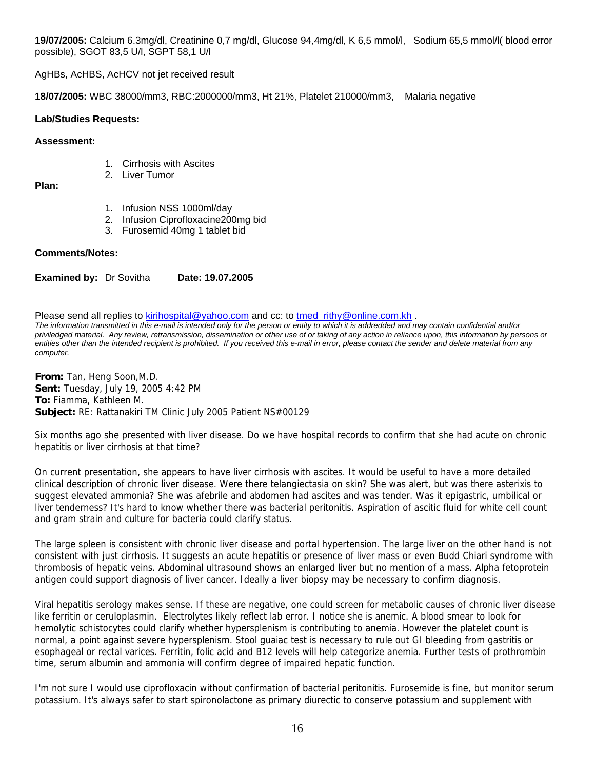**19/07/2005:** Calcium 6.3mg/dl, Creatinine 0,7 mg/dl, Glucose 94,4mg/dl, K 6,5 mmol/l, Sodium 65,5 mmol/l( blood error possible), SGOT 83,5 U/l, SGPT 58,1 U/l

AgHBs, AcHBS, AcHCV not jet received result

**18/07/2005:** WBC 38000/mm3, RBC:2000000/mm3, Ht 21%, Platelet 210000/mm3, Malaria negative

**Lab/Studies Requests:**

**Assessment:**

1. Cirrhosis with Ascites
2. Liver Tumor

**Plan:**

1. Infusion NSS 1000ml/day
2. Infusion Ciprofloxacine200mg bid
3. Furosemid 40mg 1 tablet bid

**Comments/Notes:**

**Examined by:** Dr Sovitha **Date: 19.07.2005**

Please send all replies to kirihospital@yahoo.com and cc: to tmed_rithy@online.com.kh .

*The information transmitted in this e-mail is intended only for the person or entity to which it is addredded and may contain confidential and/or priviledged material. Any review, retransmission, dissemination or other use of or taking of any action in reliance upon, this information by persons or entities other than the intended recipient is prohibited. If you received this e-mail in error, please contact the sender and delete material from any computer.*

**From:** Tan, Heng Soon,M.D.
**Sent:** Tuesday, July 19, 2005 4:42 PM
**To:** Fiamma, Kathleen M.
**Subject:** RE: Rattanakiri TM Clinic July 2005 Patient NS#00129

Six months ago she presented with liver disease. Do we have hospital records to confirm that she had acute on chronic hepatitis or liver cirrhosis at that time?

On current presentation, she appears to have liver cirrhosis with ascites. It would be useful to have a more detailed clinical description of chronic liver disease. Were there telangiectasia on skin? She was alert, but was there asterixis to suggest elevated ammonia? She was afebrile and abdomen had ascites and was tender. Was it epigastric, umbilical or liver tenderness? It's hard to know whether there was bacterial peritonitis. Aspiration of ascitic fluid for white cell count and gram strain and culture for bacteria could clarify status.

The large spleen is consistent with chronic liver disease and portal hypertension. The large liver on the other hand is not consistent with just cirrhosis. It suggests an acute hepatitis or presence of liver mass or even Budd Chiari syndrome with thrombosis of hepatic veins. Abdominal ultrasound shows an enlarged liver but no mention of a mass. Alpha fetoprotein antigen could support diagnosis of liver cancer. Ideally a liver biopsy may be necessary to confirm diagnosis.

Viral hepatitis serology makes sense. If these are negative, one could screen for metabolic causes of chronic liver disease like ferritin or ceruloplasmin. Electrolytes likely reflect lab error. I notice she is anemic. A blood smear to look for hemolytic schistocytes could clarify whether hypersplenism is contributing to anemia. However the platelet count is normal, a point against severe hypersplenism. Stool guaiac test is necessary to rule out GI bleeding from gastritis or esophageal or rectal varices. Ferritin, folic acid and B12 levels will help categorize anemia. Further tests of prothrombin time, serum albumin and ammonia will confirm degree of impaired hepatic function.

I'm not sure I would use ciprofloxacin without confirmation of bacterial peritonitis. Furosemide is fine, but monitor serum potassium. It's always safer to start spironolactone as primary diurectic to conserve potassium and supplement with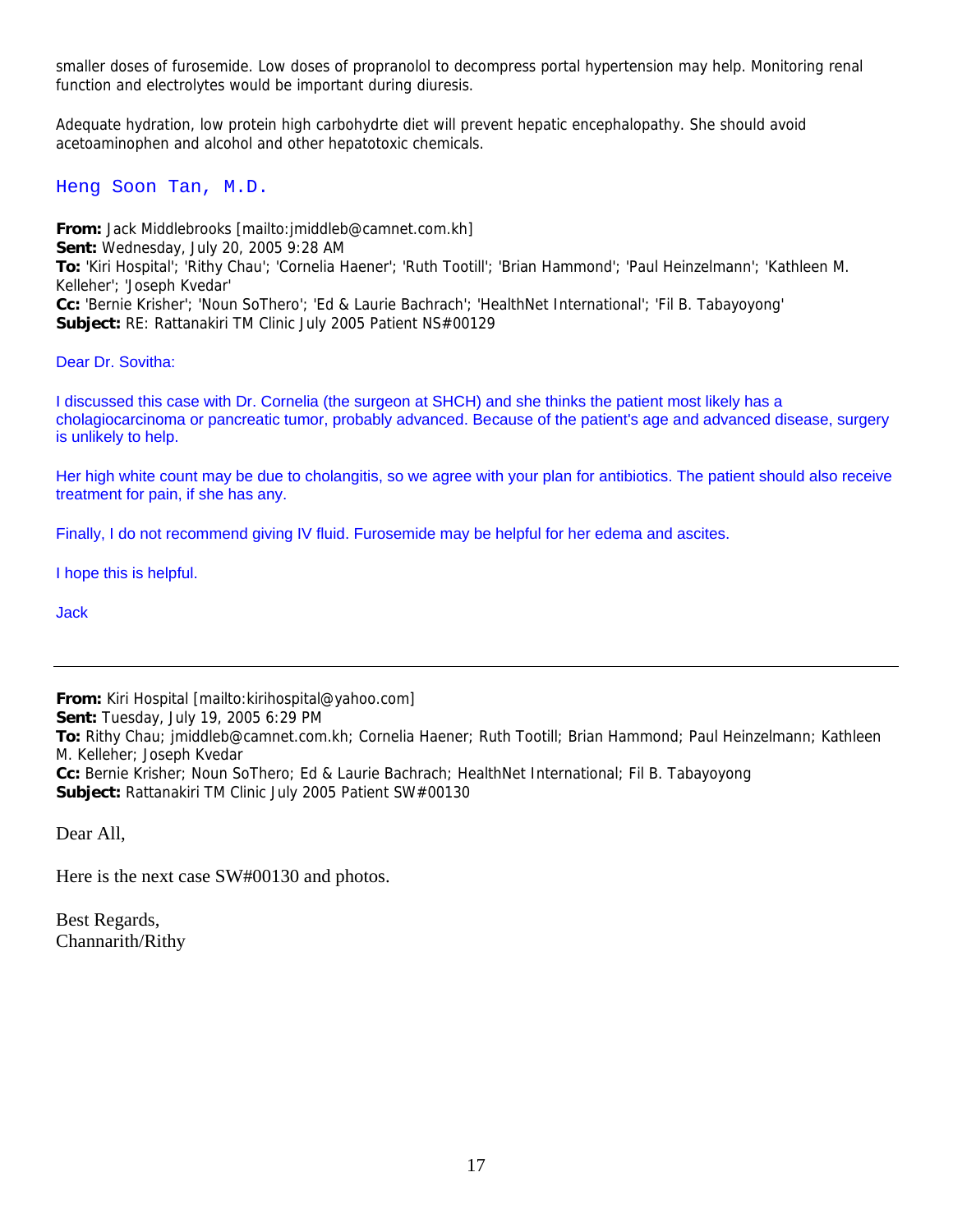smaller doses of furosemide. Low doses of propranolol to decompress portal hypertension may help. Monitoring renal function and electrolytes would be important during diuresis.

Adequate hydration, low protein high carbohydrte diet will prevent hepatic encephalopathy. She should avoid acetoaminophen and alcohol and other hepatotoxic chemicals.

Heng Soon Tan, M.D.

**From:** Jack Middlebrooks [mailto:jmiddleb@camnet.com.kh]
**Sent:** Wednesday, July 20, 2005 9:28 AM
**To:** 'Kiri Hospital'; 'Rithy Chau'; 'Cornelia Haener'; 'Ruth Tootill'; 'Brian Hammond'; 'Paul Heinzelmann'; 'Kathleen M. Kelleher'; 'Joseph Kvedar'
**Cc:** 'Bernie Krisher'; 'Noun SoThero'; 'Ed & Laurie Bachrach'; 'HealthNet International'; 'Fil B. Tabayoyong'
**Subject:** RE: Rattanakiri TM Clinic July 2005 Patient NS#00129

Dear Dr. Sovitha:

I discussed this case with Dr. Cornelia (the surgeon at SHCH) and she thinks the patient most likely has a cholagiocarcinoma or pancreatic tumor, probably advanced. Because of the patient's age and advanced disease, surgery is unlikely to help.

Her high white count may be due to cholangitis, so we agree with your plan for antibiotics. The patient should also receive treatment for pain, if she has any.

Finally, I do not recommend giving IV fluid. Furosemide may be helpful for her edema and ascites.

I hope this is helpful.

Jack

---

**From:** Kiri Hospital [mailto:kirihospital@yahoo.com]
**Sent:** Tuesday, July 19, 2005 6:29 PM
**To:** Rithy Chau; jmiddleb@camnet.com.kh; Cornelia Haener; Ruth Tootill; Brian Hammond; Paul Heinzelmann; Kathleen M. Kelleher; Joseph Kvedar
**Cc:** Bernie Krisher; Noun SoThero; Ed & Laurie Bachrach; HealthNet International; Fil B. Tabayoyong
**Subject:** Rattanakiri TM Clinic July 2005 Patient SW#00130

Dear All,

Here is the next case SW#00130 and photos.

Best Regards,
Channarith/Rithy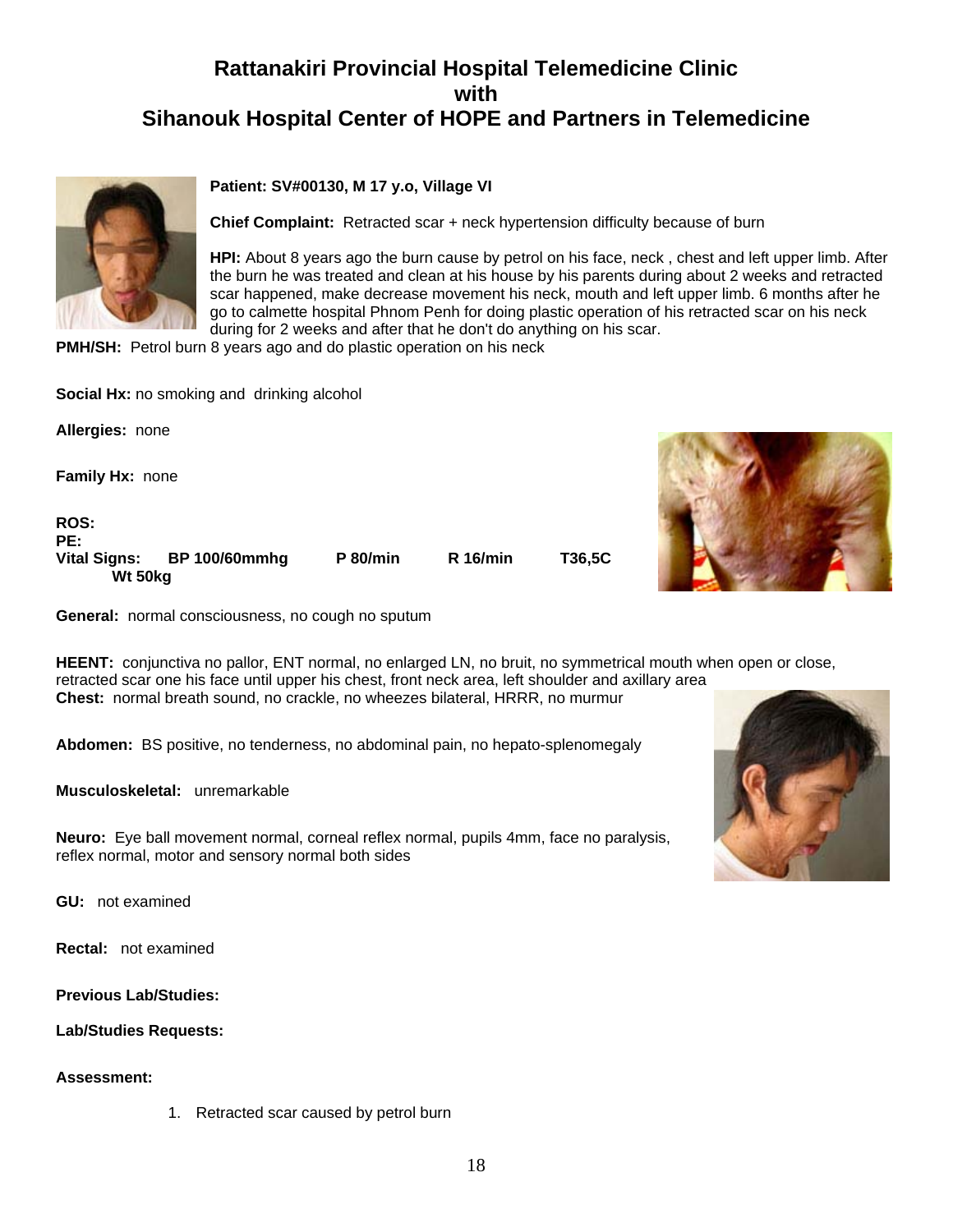# Rattanakiri Provincial Hospital Telemedicine Clinic with Sihanouk Hospital Center of HOPE and Partners in Telemedicine

**Patient: SV#00130, M 17 y.o, Village VI**

**Chief Complaint:** Retracted scar + neck hypertension difficulty because of burn

**HPI:** About 8 years ago the burn cause by petrol on his face, neck , chest and left upper limb. After the burn he was treated and clean at his house by his parents during about 2 weeks and retracted scar happened, make decrease movement his neck, mouth and left upper limb. 6 months after he go to calmette hospital Phnom Penh for doing plastic operation of his retracted scar on his neck during for 2 weeks and after that he don't do anything on his scar.

**PMH/SH:** Petrol burn 8 years ago and do plastic operation on his neck

**Social Hx:** no smoking and drinking alcohol

**Allergies:** none

**Family Hx:** none

**ROS:**

**PE:**

**Vital Signs:** **BP 100/60mmhg** **P 80/min** **R 16/min** **T36,5C** **Wt 50kg**

**General:** normal consciousness, no cough no sputum

**HEENT:** conjunctiva no pallor, ENT normal, no enlarged LN, no bruit, no symmetrical mouth when open or close, retracted scar one his face until upper his chest, front neck area, left shoulder and axillary area

**Chest:** normal breath sound, no crackle, no wheezes bilateral, HRRR, no murmur

**Abdomen:** BS positive, no tenderness, no abdominal pain, no hepato-splenomegaly

**Musculoskeletal:** unremarkable

**Neuro:** Eye ball movement normal, corneal reflex normal, pupils 4mm, face no paralysis, reflex normal, motor and sensory normal both sides

**GU:** not examined

**Rectal:** not examined

**Previous Lab/Studies:**

**Lab/Studies Requests:**

**Assessment:**

1. Retracted scar caused by petrol burn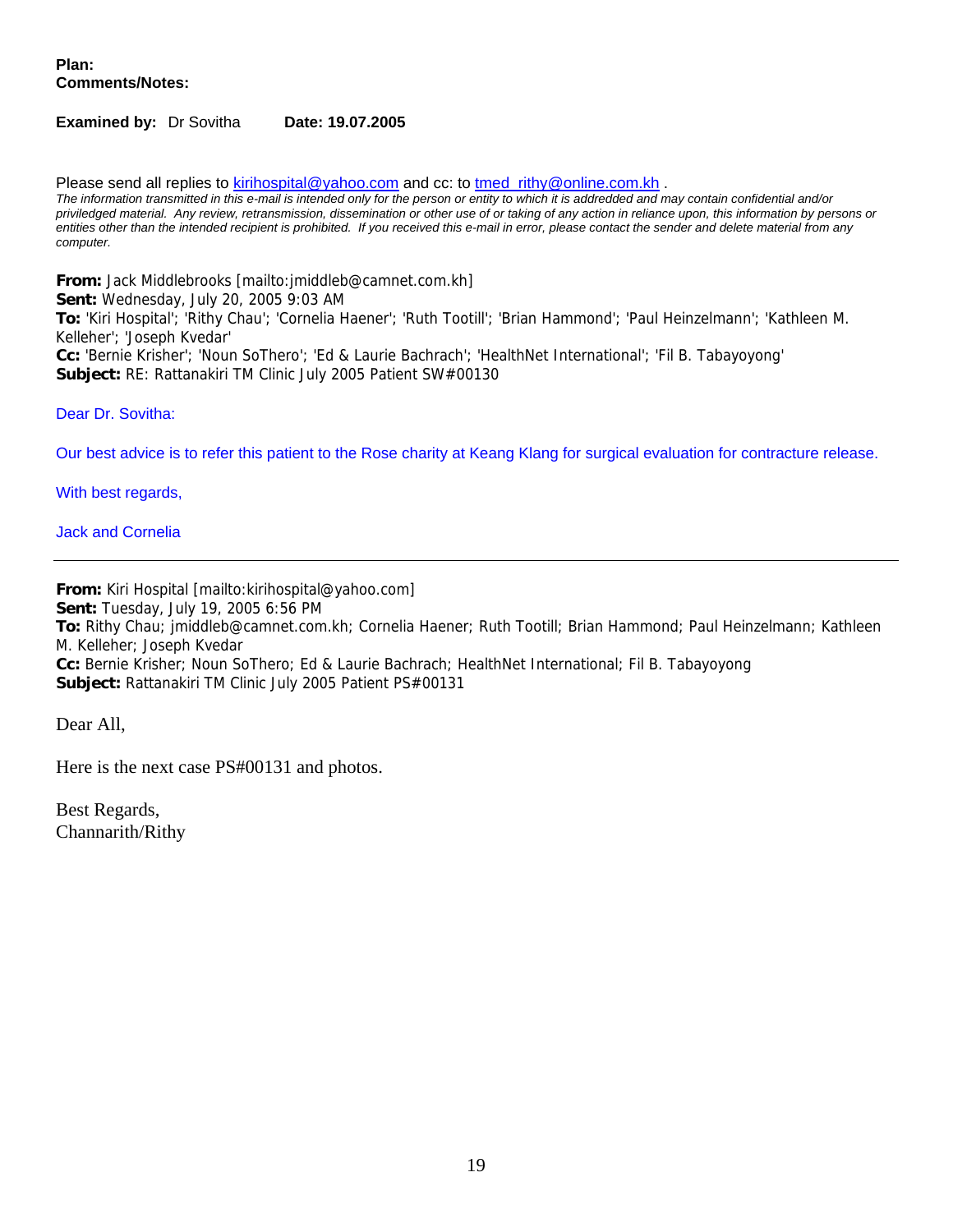**Plan:**
**Comments/Notes:**

**Examined by:** Dr Sovitha **Date: 19.07.2005**

Please send all replies to kirihospital@yahoo.com and cc: to tmed_rithy@online.com.kh .

*The information transmitted in this e-mail is intended only for the person or entity to which it is addredded and may contain confidential and/or priviledged material. Any review, retransmission, dissemination or other use of or taking of any action in reliance upon, this information by persons or entities other than the intended recipient is prohibited. If you received this e-mail in error, please contact the sender and delete material from any computer.*

**From:** Jack Middlebrooks [mailto:jmiddleb@camnet.com.kh]
**Sent:** Wednesday, July 20, 2005 9:03 AM
**To:** 'Kiri Hospital'; 'Rithy Chau'; 'Cornelia Haener'; 'Ruth Tootill'; 'Brian Hammond'; 'Paul Heinzelmann'; 'Kathleen M. Kelleher'; 'Joseph Kvedar'
**Cc:** 'Bernie Krisher'; 'Noun SoThero'; 'Ed & Laurie Bachrach'; 'HealthNet International'; 'Fil B. Tabayoyong'
**Subject:** RE: Rattanakiri TM Clinic July 2005 Patient SW#00130

Dear Dr. Sovitha:

Our best advice is to refer this patient to the Rose charity at Keang Klang for surgical evaluation for contracture release.

With best regards,

Jack and Cornelia

---

**From:** Kiri Hospital [mailto:kirihospital@yahoo.com]
**Sent:** Tuesday, July 19, 2005 6:56 PM
**To:** Rithy Chau; jmiddleb@camnet.com.kh; Cornelia Haener; Ruth Tootill; Brian Hammond; Paul Heinzelmann; Kathleen M. Kelleher; Joseph Kvedar
**Cc:** Bernie Krisher; Noun SoThero; Ed & Laurie Bachrach; HealthNet International; Fil B. Tabayoyong
**Subject:** Rattanakiri TM Clinic July 2005 Patient PS#00131

Dear All,

Here is the next case PS#00131 and photos.

Best Regards,
Channarith/Rithy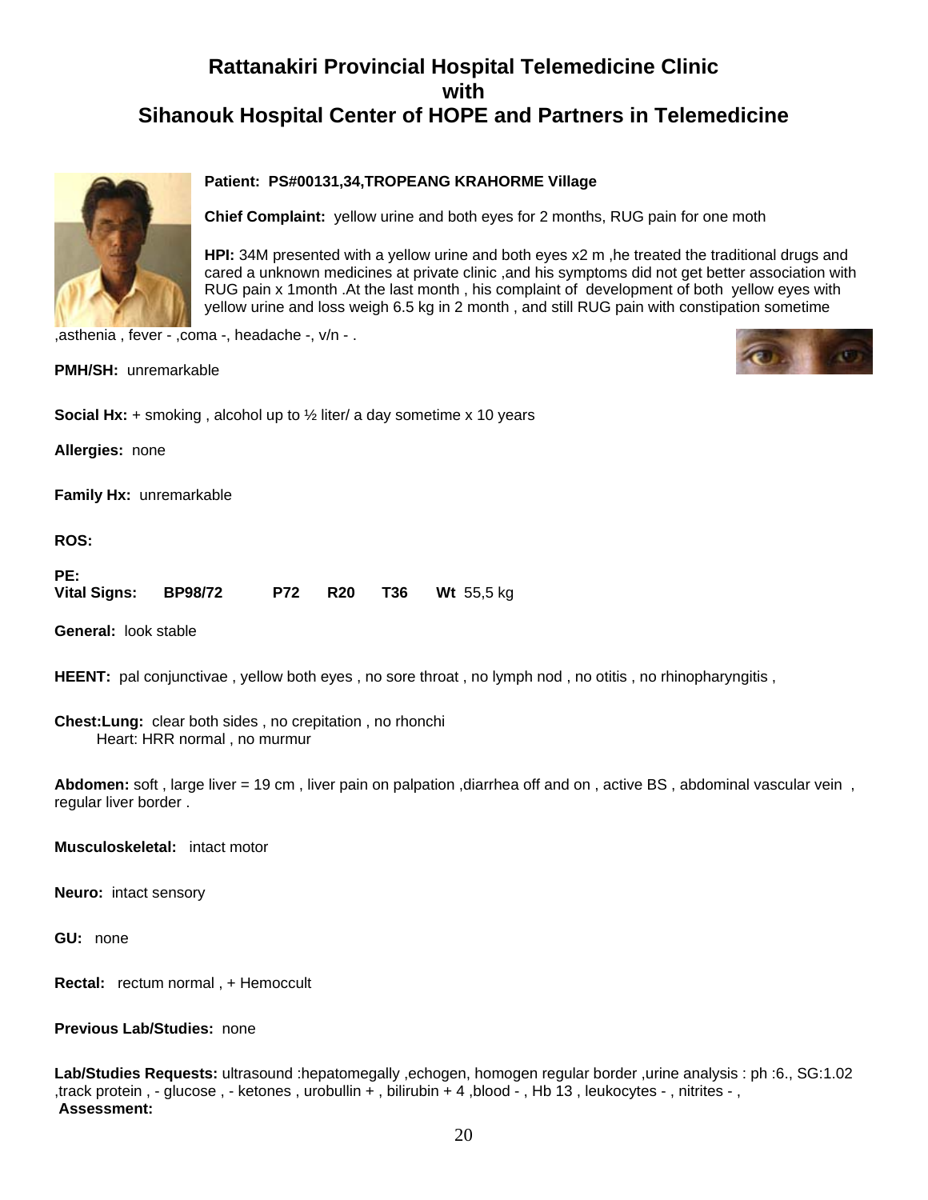# Rattanakiri Provincial Hospital Telemedicine Clinic with Sihanouk Hospital Center of HOPE and Partners in Telemedicine

**Patient: PS#00131,34,TROPEANG KRAHORME Village**

**Chief Complaint:** yellow urine and both eyes for 2 months, RUG pain for one moth

**HPI:** 34M presented with a yellow urine and both eyes x2 m ,he treated the traditional drugs and cared a unknown medicines at private clinic ,and his symptoms did not get better association with RUG pain x 1month .At the last month , his complaint of development of both yellow eyes with yellow urine and loss weigh 6.5 kg in 2 month , and still RUG pain with constipation sometime ,asthenia , fever - ,coma -, headache -, v/n - .

**PMH/SH:** unremarkable

**Social Hx:** + smoking , alcohol up to ½ liter/ a day sometime x 10 years

**Allergies:** none

**Family Hx:** unremarkable

**ROS:**

**PE:**

**Vital Signs:** **BP98/72** **P72** **R20** **T36** **Wt** 55,5 kg

**General:** look stable

**HEENT:** pal conjunctivae , yellow both eyes , no sore throat , no lymph nod , no otitis , no rhinopharyngitis ,

**Chest:Lung:** clear both sides , no crepitation , no rhonchi
Heart: HRR normal , no murmur

**Abdomen:** soft , large liver = 19 cm , liver pain on palpation ,diarrhea off and on , active BS , abdominal vascular vein , regular liver border .

**Musculoskeletal:** intact motor

**Neuro:** intact sensory

**GU:** none

**Rectal:** rectum normal , + Hemoccult

**Previous Lab/Studies:** none

**Lab/Studies Requests:** ultrasound :hepatomegally ,echogen, homogen regular border ,urine analysis : ph :6., SG:1.02 ,track protein , - glucose , - ketones , urobullin + , bilirubin + 4 ,blood - , Hb 13 , leukocytes - , nitrites - ,

**Assessment:**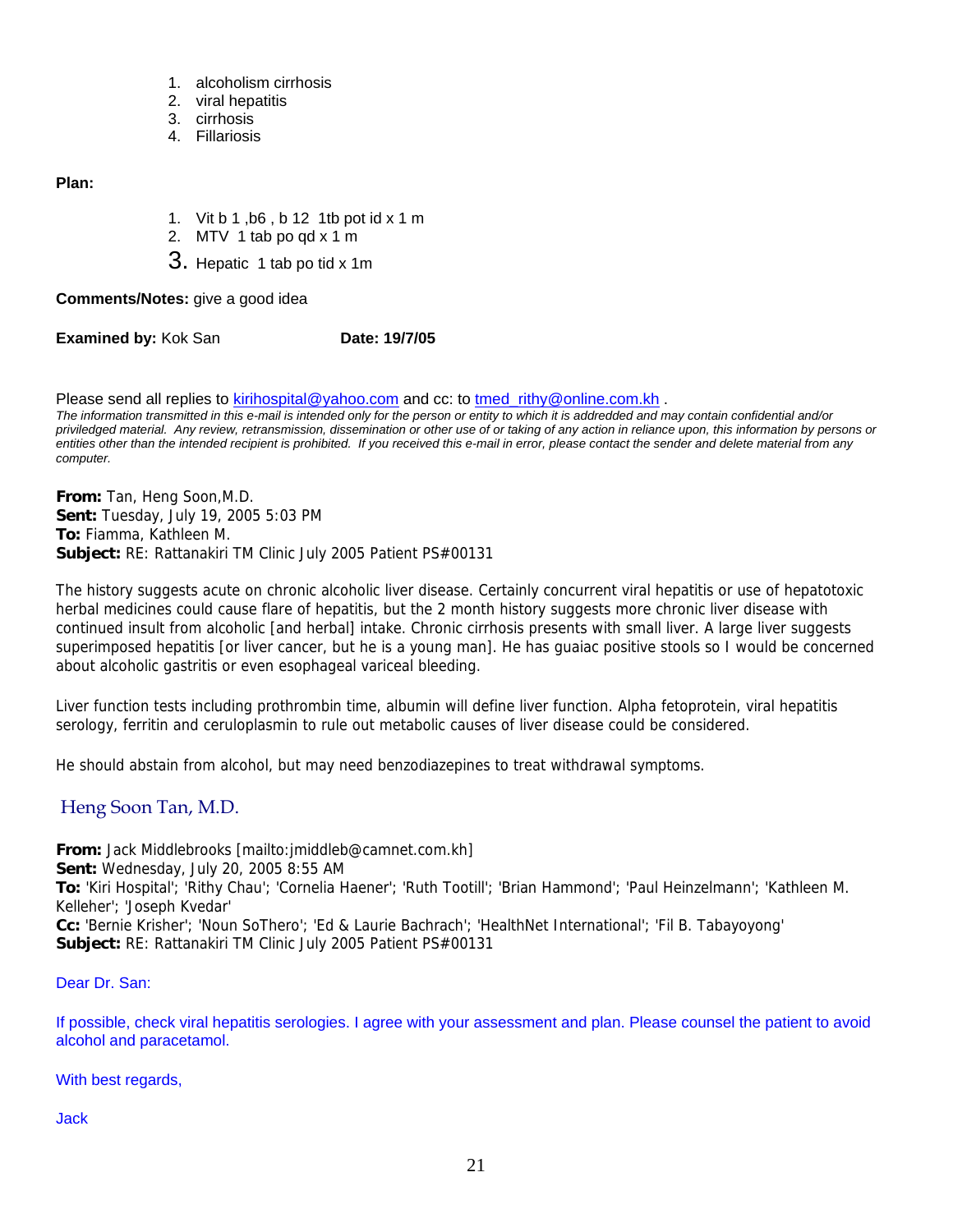1. alcoholism cirrhosis
2. viral hepatitis
3. cirrhosis
4. Fillariosis

**Plan:**

1. Vit b 1 ,b6 , b 12  1tb pot id x 1 m
2. MTV  1 tab po qd x 1 m
3. Hepatic  1 tab po tid x 1m

**Comments/Notes:** give a good idea

**Examined by:** Kok San  **Date: 19/7/05**

Please send all replies to kirihospital@yahoo.com and cc: to tmed_rithy@online.com.kh .

*The information transmitted in this e-mail is intended only for the person or entity to which it is addredded and may contain confidential and/or priviledged material. Any review, retransmission, dissemination or other use of or taking of any action in reliance upon, this information by persons or entities other than the intended recipient is prohibited. If you received this e-mail in error, please contact the sender and delete material from any computer.*

**From:** Tan, Heng Soon,M.D.
**Sent:** Tuesday, July 19, 2005 5:03 PM
**To:** Fiamma, Kathleen M.
**Subject:** RE: Rattanakiri TM Clinic July 2005 Patient PS#00131

The history suggests acute on chronic alcoholic liver disease. Certainly concurrent viral hepatitis or use of hepatotoxic herbal medicines could cause flare of hepatitis, but the 2 month history suggests more chronic liver disease with continued insult from alcoholic [and herbal] intake. Chronic cirrhosis presents with small liver. A large liver suggests superimposed hepatitis [or liver cancer, but he is a young man]. He has guaiac positive stools so I would be concerned about alcoholic gastritis or even esophageal variceal bleeding.

Liver function tests including prothrombin time, albumin will define liver function. Alpha fetoprotein, viral hepatitis serology, ferritin and ceruloplasmin to rule out metabolic causes of liver disease could be considered.

He should abstain from alcohol, but may need benzodiazepines to treat withdrawal symptoms.

Heng Soon Tan, M.D.

**From:** Jack Middlebrooks [mailto:jmiddleb@camnet.com.kh]
**Sent:** Wednesday, July 20, 2005 8:55 AM
**To:** 'Kiri Hospital'; 'Rithy Chau'; 'Cornelia Haener'; 'Ruth Tootill'; 'Brian Hammond'; 'Paul Heinzelmann'; 'Kathleen M. Kelleher'; 'Joseph Kvedar'
**Cc:** 'Bernie Krisher'; 'Noun SoThero'; 'Ed & Laurie Bachrach'; 'HealthNet International'; 'Fil B. Tabayoyong'
**Subject:** RE: Rattanakiri TM Clinic July 2005 Patient PS#00131

Dear Dr. San:

If possible, check viral hepatitis serologies. I agree with your assessment and plan. Please counsel the patient to avoid alcohol and paracetamol.

With best regards,

Jack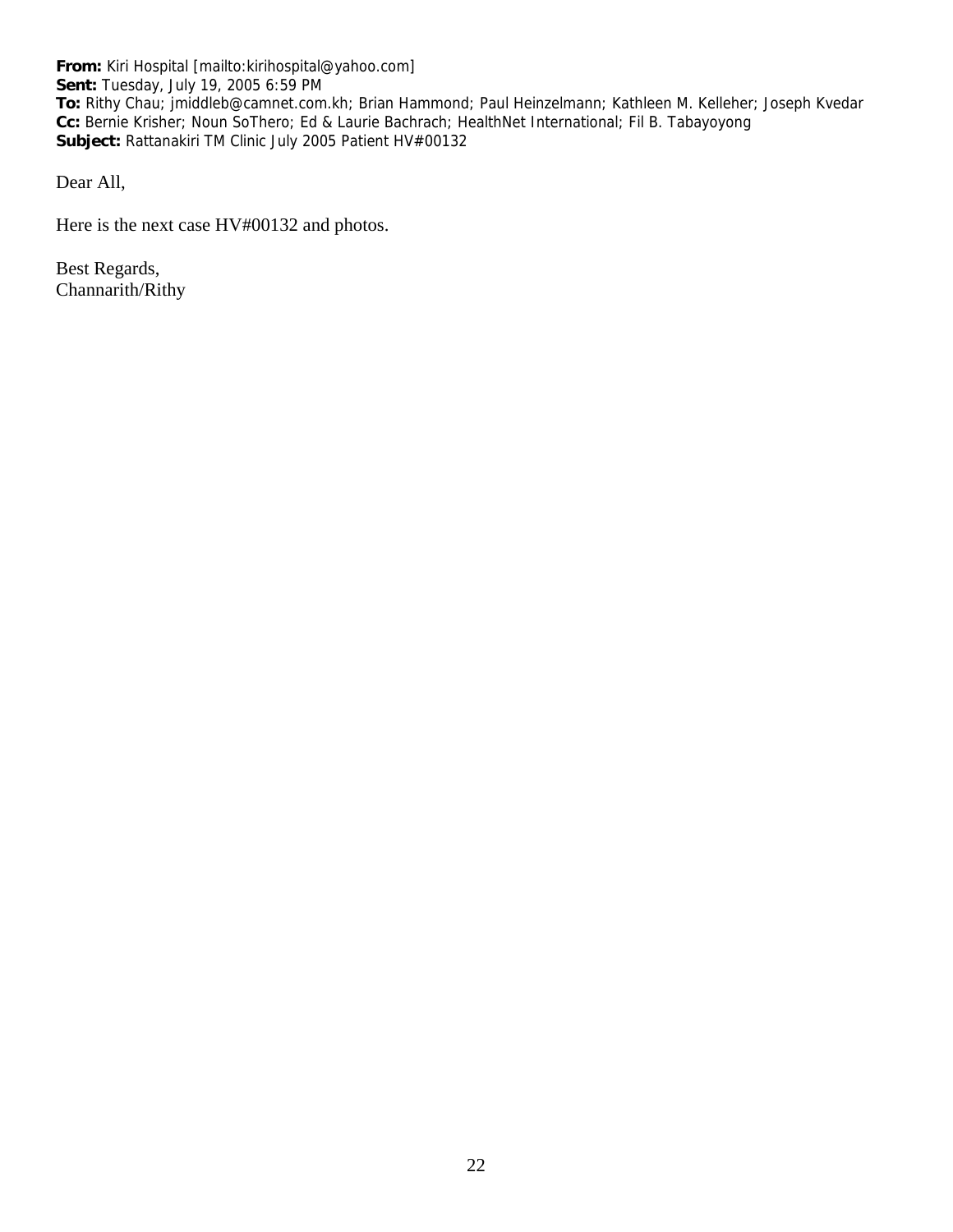**From:** Kiri Hospital [mailto:kirihospital@yahoo.com]
**Sent:** Tuesday, July 19, 2005 6:59 PM
**To:** Rithy Chau; jmiddleb@camnet.com.kh; Brian Hammond; Paul Heinzelmann; Kathleen M. Kelleher; Joseph Kvedar
**Cc:** Bernie Krisher; Noun SoThero; Ed & Laurie Bachrach; HealthNet International; Fil B. Tabayoyong
**Subject:** Rattanakiri TM Clinic July 2005 Patient HV#00132

Dear All,

Here is the next case HV#00132 and photos.

Best Regards,
Channarith/Rithy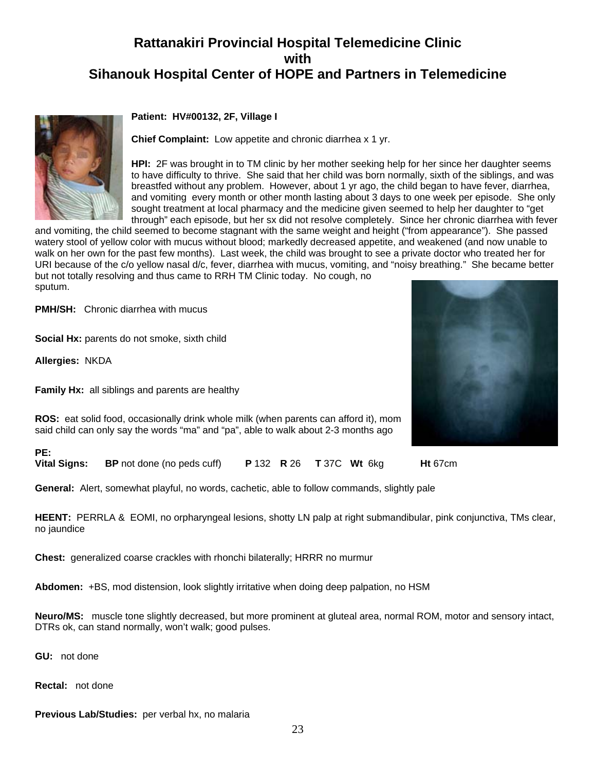# Rattanakiri Provincial Hospital Telemedicine Clinic with Sihanouk Hospital Center of HOPE and Partners in Telemedicine

**Patient: HV#00132, 2F, Village I**

**Chief Complaint:** Low appetite and chronic diarrhea x 1 yr.

**HPI:** 2F was brought in to TM clinic by her mother seeking help for her since her daughter seems to have difficulty to thrive. She said that her child was born normally, sixth of the siblings, and was breastfed without any problem. However, about 1 yr ago, the child began to have fever, diarrhea, and vomiting every month or other month lasting about 3 days to one week per episode. She only sought treatment at local pharmacy and the medicine given seemed to help her daughter to "get through" each episode, but her sx did not resolve completely. Since her chronic diarrhea with fever and vomiting, the child seemed to become stagnant with the same weight and height ("from appearance"). She passed watery stool of yellow color with mucus without blood; markedly decreased appetite, and weakened (and now unable to walk on her own for the past few months). Last week, the child was brought to see a private doctor who treated her for URI because of the c/o yellow nasal d/c, fever, diarrhea with mucus, vomiting, and "noisy breathing." She became better but not totally resolving and thus came to RRH TM Clinic today. No cough, no sputum.

**PMH/SH:** Chronic diarrhea with mucus

**Social Hx:** parents do not smoke, sixth child

**Allergies:** NKDA

**Family Hx:** all siblings and parents are healthy

**ROS:** eat solid food, occasionally drink whole milk (when parents can afford it), mom said child can only say the words "ma" and "pa", able to walk about 2-3 months ago

**PE:**

**Vital Signs:** **BP** not done (no peds cuff) **P** 132 **R** 26 **T** 37C **Wt** 6kg **Ht** 67cm

**General:** Alert, somewhat playful, no words, cachetic, able to follow commands, slightly pale

**HEENT:** PERRLA & EOMI, no orpharyngeal lesions, shotty LN palp at right submandibular, pink conjunctiva, TMs clear, no jaundice

**Chest:** generalized coarse crackles with rhonchi bilaterally; HRRR no murmur

**Abdomen:** +BS, mod distension, look slightly irritative when doing deep palpation, no HSM

**Neuro/MS:** muscle tone slightly decreased, but more prominent at gluteal area, normal ROM, motor and sensory intact, DTRs ok, can stand normally, won't walk; good pulses.

**GU:** not done

**Rectal:** not done

**Previous Lab/Studies:** per verbal hx, no malaria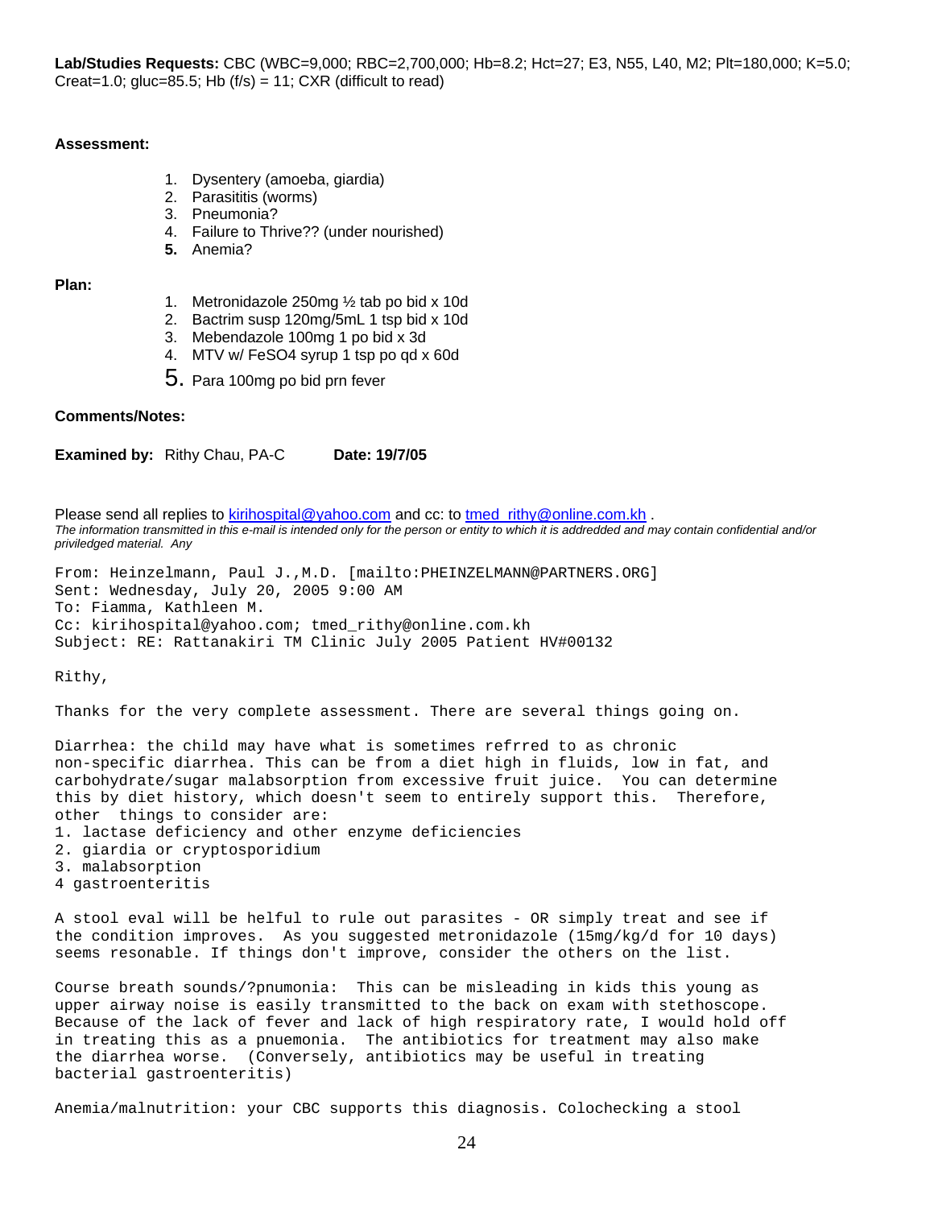**Lab/Studies Requests:** CBC (WBC=9,000; RBC=2,700,000; Hb=8.2; Hct=27; E3, N55, L40, M2; Plt=180,000; K=5.0; Creat=1.0; gluc=85.5; Hb (f/s) = 11; CXR (difficult to read)

**Assessment:**

1. Dysentery (amoeba, giardia)
2. Parasititis (worms)
3. Pneumonia?
4. Failure to Thrive?? (under nourished)
5. Anemia?

**Plan:**

1. Metronidazole 250mg ½ tab po bid x 10d
2. Bactrim susp 120mg/5mL 1 tsp bid x 10d
3. Mebendazole 100mg 1 po bid x 3d
4. MTV w/ FeSO4 syrup 1 tsp po qd x 60d
5. Para 100mg po bid prn fever

**Comments/Notes:**

**Examined by:** Rithy Chau, PA-C **Date: 19/7/05**

Please send all replies to kirihospital@yahoo.com and cc: to tmed_rithy@online.com.kh .
*The information transmitted in this e-mail is intended only for the person or entity to which it is addredded and may contain confidential and/or priviledged material. Any*

From: Heinzelmann, Paul J.,M.D. [mailto:PHEINZELMANN@PARTNERS.ORG]
Sent: Wednesday, July 20, 2005 9:00 AM
To: Fiamma, Kathleen M.
Cc: kirihospital@yahoo.com; tmed_rithy@online.com.kh
Subject: RE: Rattanakiri TM Clinic July 2005 Patient HV#00132

Rithy,

Thanks for the very complete assessment. There are several things going on.

Diarrhea: the child may have what is sometimes refrred to as chronic non-specific diarrhea. This can be from a diet high in fluids, low in fat, and carbohydrate/sugar malabsorption from excessive fruit juice. You can determine this by diet history, which doesn't seem to entirely support this. Therefore, other things to consider are:
1. lactase deficiency and other enzyme deficiencies
2. giardia or cryptosporidium
3. malabsorption
4 gastroenteritis

A stool eval will be helful to rule out parasites - OR simply treat and see if the condition improves. As you suggested metronidazole (15mg/kg/d for 10 days) seems resonable. If things don't improve, consider the others on the list.

Course breath sounds/?pnumonia: This can be misleading in kids this young as upper airway noise is easily transmitted to the back on exam with stethoscope. Because of the lack of fever and lack of high respiratory rate, I would hold off in treating this as a pnuemonia. The antibiotics for treatment may also make the diarrhea worse. (Conversely, antibiotics may be useful in treating bacterial gastroenteritis)

Anemia/malnutrition: your CBC supports this diagnosis. Colochecking a stool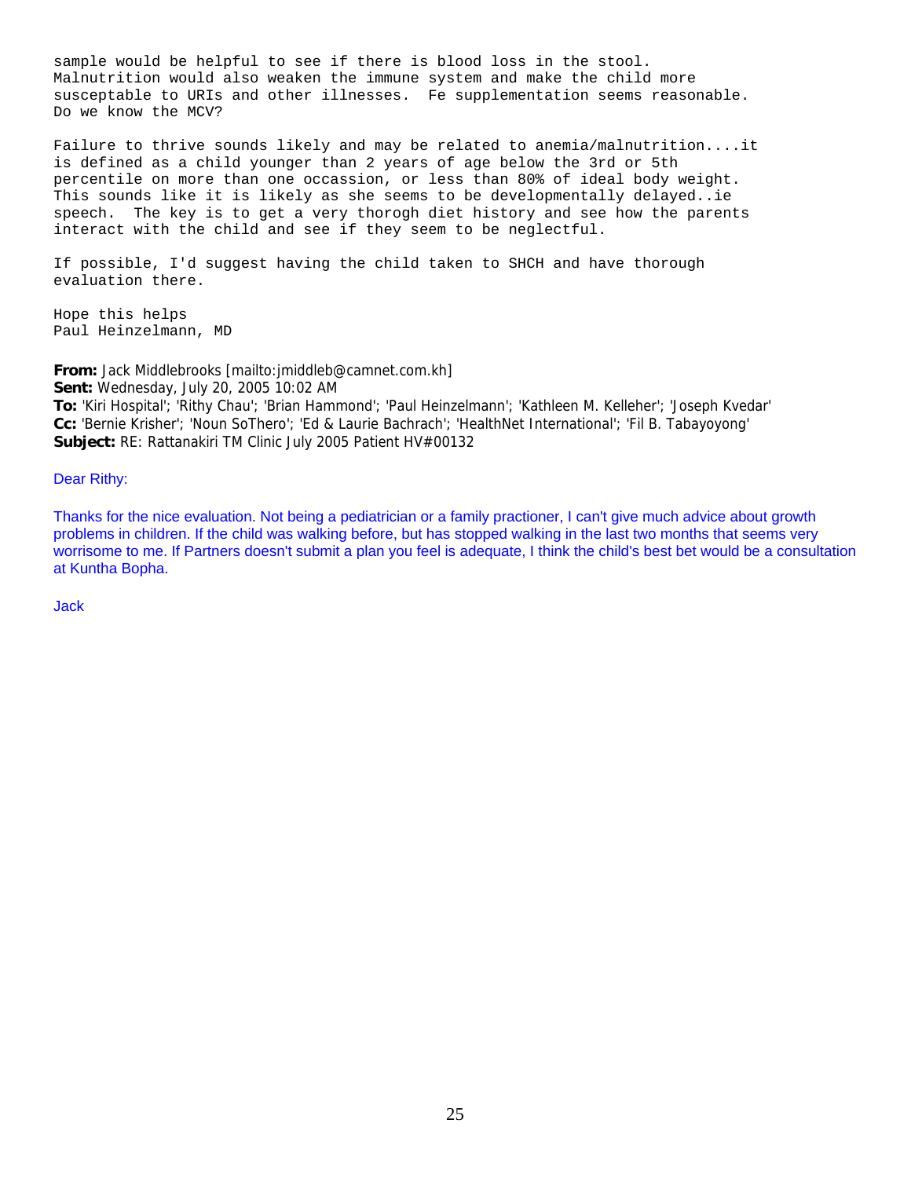sample would be helpful to see if there is blood loss in the stool. Malnutrition would also weaken the immune system and make the child more susceptable to URIs and other illnesses. Fe supplementation seems reasonable. Do we know the MCV?

Failure to thrive sounds likely and may be related to anemia/malnutrition....it is defined as a child younger than 2 years of age below the 3rd or 5th percentile on more than one occassion, or less than 80% of ideal body weight. This sounds like it is likely as she seems to be developmentally delayed..ie speech. The key is to get a very thorogh diet history and see how the parents interact with the child and see if they seem to be neglectful.

If possible, I'd suggest having the child taken to SHCH and have thorough evaluation there.

Hope this helps
Paul Heinzelmann, MD

**From:** Jack Middlebrooks [mailto:jmiddleb@camnet.com.kh]
**Sent:** Wednesday, July 20, 2005 10:02 AM
**To:** 'Kiri Hospital'; 'Rithy Chau'; 'Brian Hammond'; 'Paul Heinzelmann'; 'Kathleen M. Kelleher'; 'Joseph Kvedar'
**Cc:** 'Bernie Krisher'; 'Noun SoThero'; 'Ed & Laurie Bachrach'; 'HealthNet International'; 'Fil B. Tabayoyong'
**Subject:** RE: Rattanakiri TM Clinic July 2005 Patient HV#00132

Dear Rithy:

Thanks for the nice evaluation. Not being a pediatrician or a family practioner, I can't give much advice about growth problems in children. If the child was walking before, but has stopped walking in the last two months that seems very worrisome to me. If Partners doesn't submit a plan you feel is adequate, I think the child's best bet would be a consultation at Kuntha Bopha.

Jack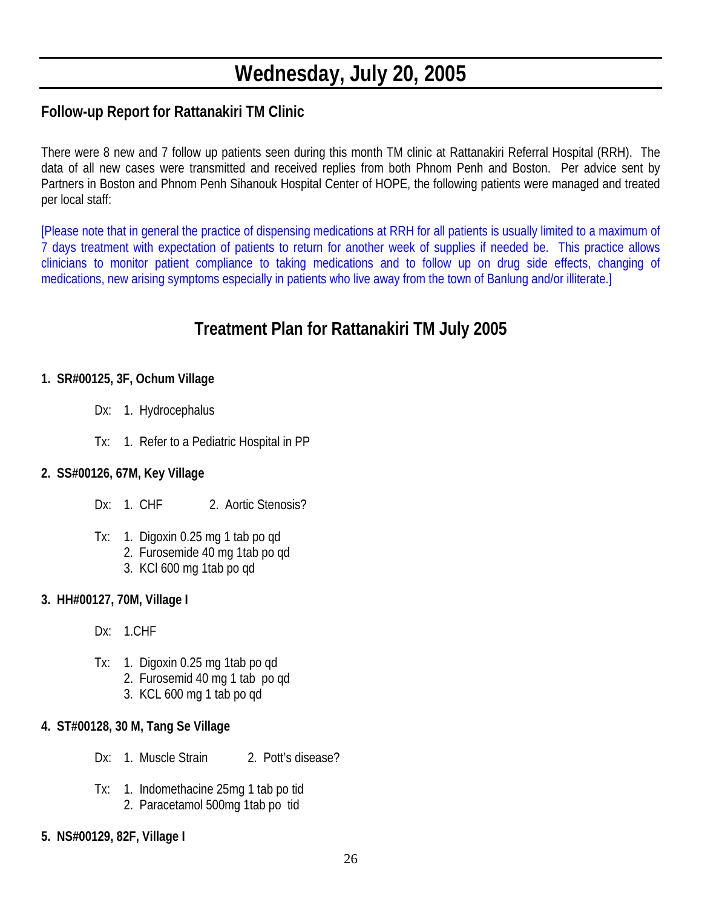# Wednesday, July 20, 2005

## Follow-up Report for Rattanakiri TM Clinic

There were 8 new and 7 follow up patients seen during this month TM clinic at Rattanakiri Referral Hospital (RRH). The data of all new cases were transmitted and received replies from both Phnom Penh and Boston. Per advice sent by Partners in Boston and Phnom Penh Sihanouk Hospital Center of HOPE, the following patients were managed and treated per local staff:

[Please note that in general the practice of dispensing medications at RRH for all patients is usually limited to a maximum of 7 days treatment with expectation of patients to return for another week of supplies if needed be. This practice allows clinicians to monitor patient compliance to taking medications and to follow up on drug side effects, changing of medications, new arising symptoms especially in patients who live away from the town of Banlung and/or illiterate.]

## Treatment Plan for Rattanakiri TM July 2005

**1. SR#00125, 3F, Ochum Village**

Dx: 1. Hydrocephalus

Tx: 1. Refer to a Pediatric Hospital in PP

**2. SS#00126, 67M, Key Village**

Dx: 1. CHF 2. Aortic Stenosis?

Tx: 1. Digoxin 0.25 mg 1 tab po qd
2. Furosemide 40 mg 1tab po qd
3. KCl 600 mg 1tab po qd

**3. HH#00127, 70M, Village I**

Dx: 1.CHF

Tx: 1. Digoxin 0.25 mg 1tab po qd
2. Furosemid 40 mg 1 tab po qd
3. KCL 600 mg 1 tab po qd

**4. ST#00128, 30 M, Tang Se Village**

Dx: 1. Muscle Strain 2. Pott's disease?

Tx: 1. Indomethacine 25mg 1 tab po tid
2. Paracetamol 500mg 1tab po tid

**5. NS#00129, 82F, Village I**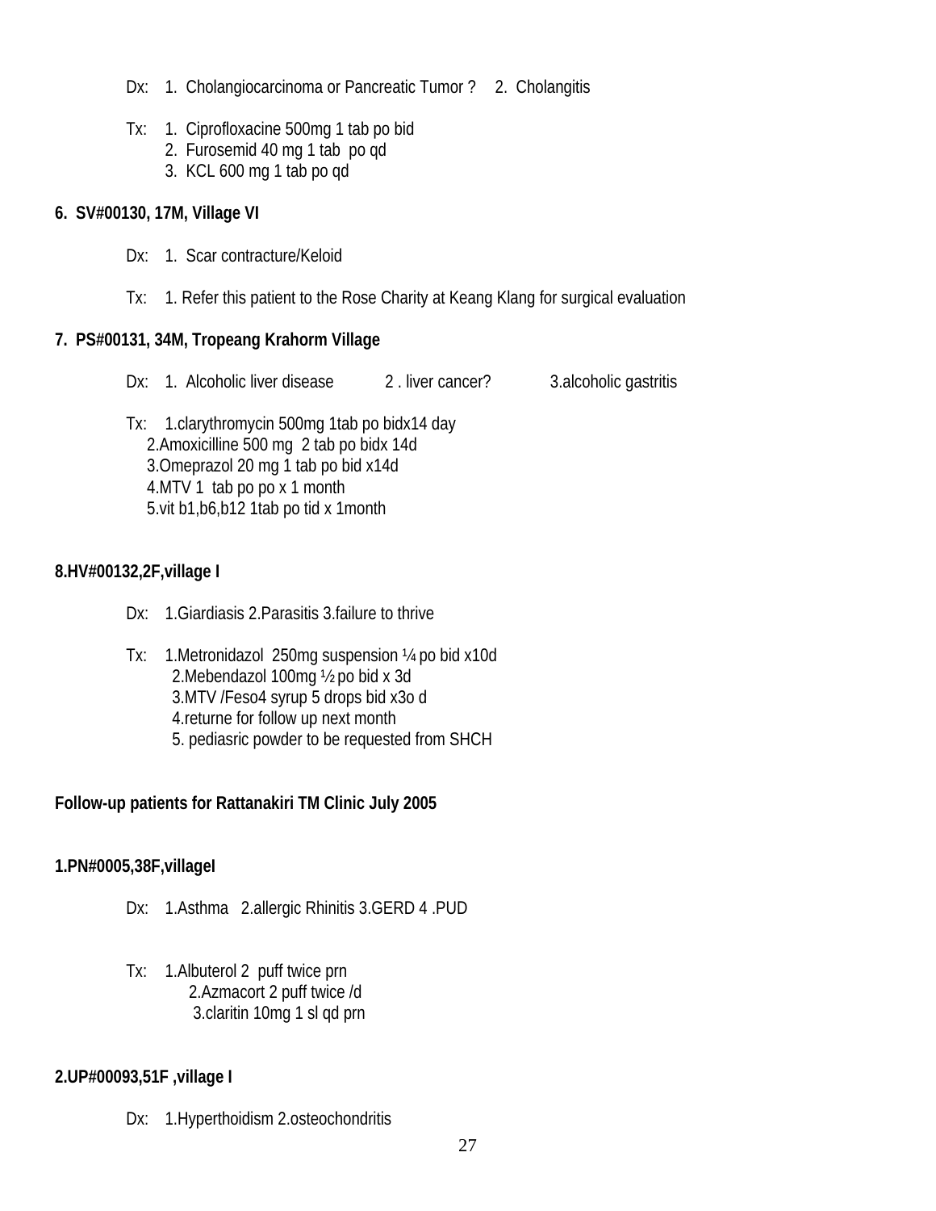Dx: 1. Cholangiocarcinoma or Pancreatic Tumor ? 2. Cholangitis

Tx: 1. Ciprofloxacine 500mg 1 tab po bid
2. Furosemid 40 mg 1 tab po qd
3. KCL 600 mg 1 tab po qd

**6. SV#00130, 17M, Village VI**

Dx: 1. Scar contracture/Keloid

Tx: 1. Refer this patient to the Rose Charity at Keang Klang for surgical evaluation

**7. PS#00131, 34M, Tropeang Krahorm Village**

Dx: 1. Alcoholic liver disease 2 . liver cancer? 3.alcoholic gastritis

Tx: 1.clarythromycin 500mg 1tab po bidx14 day
2.Amoxicilline 500 mg 2 tab po bidx 14d
3.Omeprazol 20 mg 1 tab po bid x14d
4.MTV 1 tab po po x 1 month
5.vit b1,b6,b12 1tab po tid x 1month

**8.HV#00132,2F,village I**

Dx: 1.Giardiasis 2.Parasitis 3.failure to thrive

Tx: 1.Metronidazol 250mg suspension ¼ po bid x10d
2.Mebendazol 100mg ½ po bid x 3d
3.MTV /Feso4 syrup 5 drops bid x3o d
4.returne for follow up next month
5. pediasric powder to be requested from SHCH

**Follow-up patients for Rattanakiri TM Clinic July 2005**

**1.PN#0005,38F,villageI**

Dx: 1.Asthma 2.allergic Rhinitis 3.GERD 4 .PUD

Tx: 1.Albuterol 2 puff twice prn
2.Azmacort 2 puff twice /d
3.claritin 10mg 1 sl qd prn

**2.UP#00093,51F ,village I**

Dx: 1.Hyperthoidism 2.osteochondritis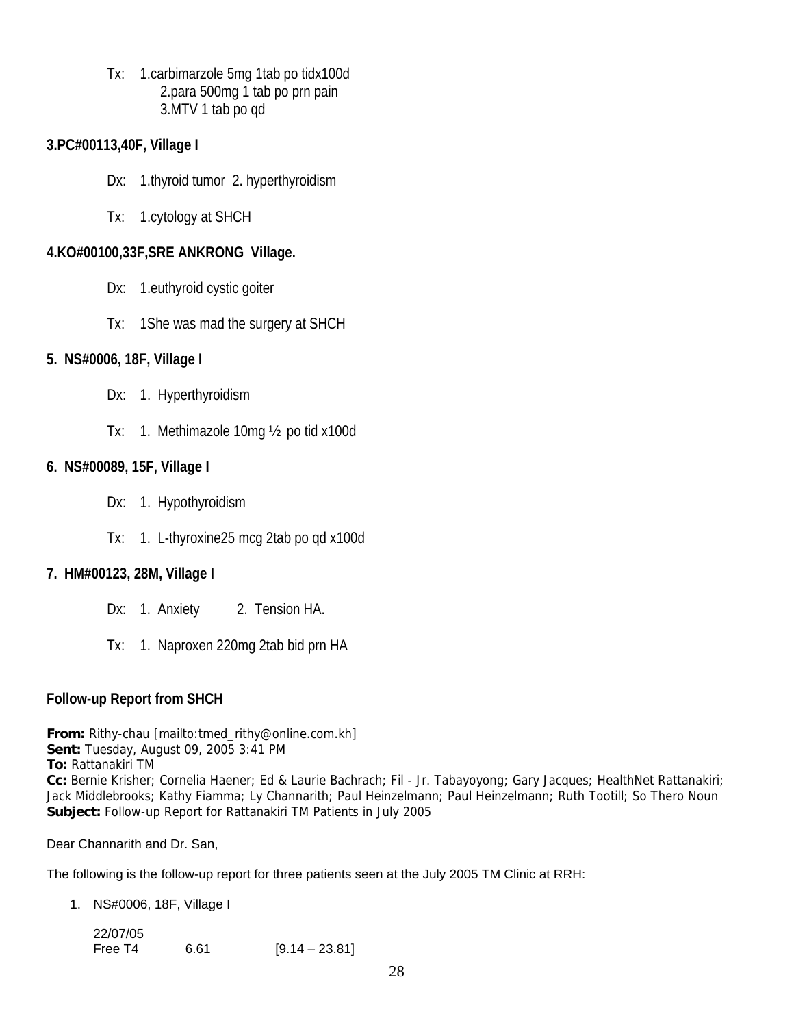Tx: 1.carbimarzole 5mg 1tab po tidx100d
2.para 500mg 1 tab po prn pain
3.MTV 1 tab po qd

**3.PC#00113,40F, Village I**

Dx: 1.thyroid tumor 2. hyperthyroidism

Tx: 1.cytology at SHCH

**4.KO#00100,33F,SRE ANKRONG Village.**

Dx: 1.euthyroid cystic goiter

Tx: 1She was mad the surgery at SHCH

**5. NS#0006, 18F, Village I**

Dx: 1. Hyperthyroidism

Tx: 1. Methimazole 10mg ½ po tid x100d

**6. NS#00089, 15F, Village I**

Dx: 1. Hypothyroidism

Tx: 1. L-thyroxine25 mcg 2tab po qd x100d

**7. HM#00123, 28M, Village I**

Dx: 1. Anxiety 2. Tension HA.

Tx: 1. Naproxen 220mg 2tab bid prn HA

**Follow-up Report from SHCH**

**From:** Rithy-chau [mailto:tmed_rithy@online.com.kh]
**Sent:** Tuesday, August 09, 2005 3:41 PM
**To:** Rattanakiri TM
**Cc:** Bernie Krisher; Cornelia Haener; Ed & Laurie Bachrach; Fil - Jr. Tabayoyong; Gary Jacques; HealthNet Rattanakiri; Jack Middlebrooks; Kathy Fiamma; Ly Channarith; Paul Heinzelmann; Paul Heinzelmann; Ruth Tootill; So Thero Noun
**Subject:** Follow-up Report for Rattanakiri TM Patients in July 2005

Dear Channarith and Dr. San,

The following is the follow-up report for three patients seen at the July 2005 TM Clinic at RRH:

1. NS#0006, 18F, Village I

   22/07/05
   Free T4 6.61 [9.14 – 23.81]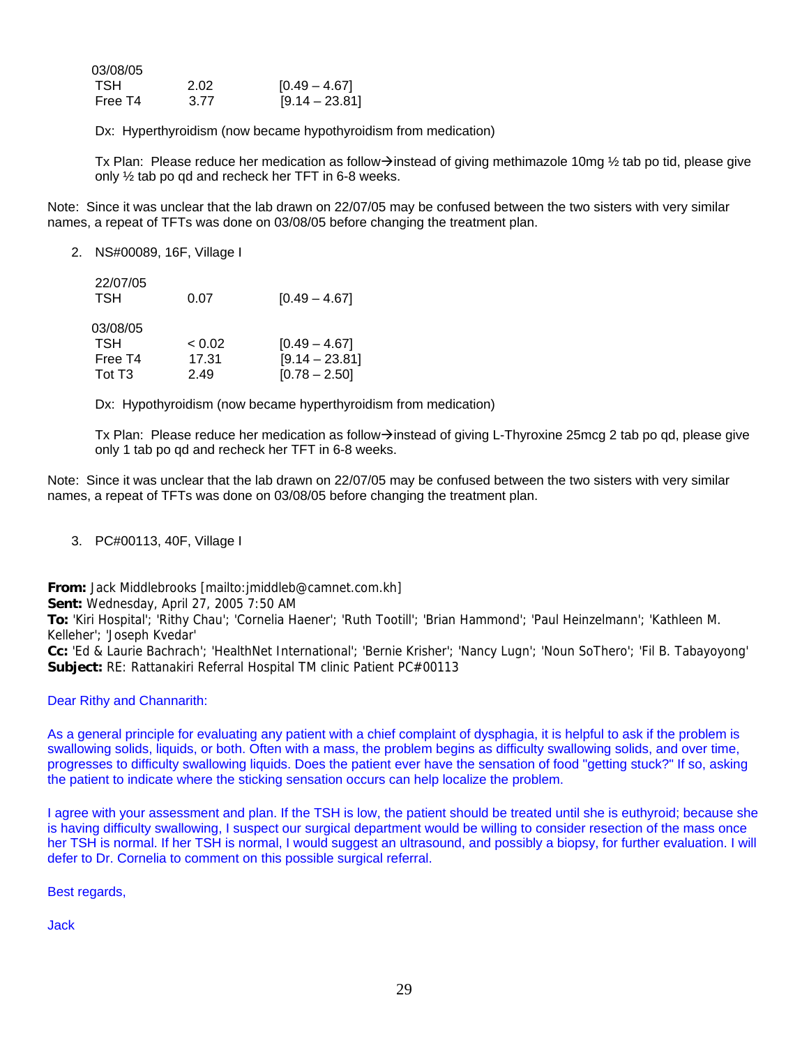03/08/05

| | | |
|---|---|---|
| TSH | 2.02 | [0.49 – 4.67] |
| Free T4 | 3.77 | [9.14 – 23.81] |

Dx: Hyperthyroidism (now became hypothyroidism from medication)

Tx Plan: Please reduce her medication as follow→instead of giving methimazole 10mg ½ tab po tid, please give only ½ tab po qd and recheck her TFT in 6-8 weeks.

Note: Since it was unclear that the lab drawn on 22/07/05 may be confused between the two sisters with very similar names, a repeat of TFTs was done on 03/08/05 before changing the treatment plan.

2. NS#00089, 16F, Village I

22/07/05

| | | |
|---|---|---|
| TSH | 0.07 | [0.49 – 4.67] |

03/08/05

| | | |
|---|---|---|
| TSH | < 0.02 | [0.49 – 4.67] |
| Free T4 | 17.31 | [9.14 – 23.81] |
| Tot T3 | 2.49 | [0.78 – 2.50] |

Dx: Hypothyroidism (now became hyperthyroidism from medication)

Tx Plan: Please reduce her medication as follow→instead of giving L-Thyroxine 25mcg 2 tab po qd, please give only 1 tab po qd and recheck her TFT in 6-8 weeks.

Note: Since it was unclear that the lab drawn on 22/07/05 may be confused between the two sisters with very similar names, a repeat of TFTs was done on 03/08/05 before changing the treatment plan.

3. PC#00113, 40F, Village I

**From:** Jack Middlebrooks [mailto:jmiddleb@camnet.com.kh]
**Sent:** Wednesday, April 27, 2005 7:50 AM
**To:** 'Kiri Hospital'; 'Rithy Chau'; 'Cornelia Haener'; 'Ruth Tootill'; 'Brian Hammond'; 'Paul Heinzelmann'; 'Kathleen M. Kelleher'; 'Joseph Kvedar'
**Cc:** 'Ed & Laurie Bachrach'; 'HealthNet International'; 'Bernie Krisher'; 'Nancy Lugn'; 'Noun SoThero'; 'Fil B. Tabayoyong'
**Subject:** RE: Rattanakiri Referral Hospital TM clinic Patient PC#00113

Dear Rithy and Channarith:

As a general principle for evaluating any patient with a chief complaint of dysphagia, it is helpful to ask if the problem is swallowing solids, liquids, or both. Often with a mass, the problem begins as difficulty swallowing solids, and over time, progresses to difficulty swallowing liquids. Does the patient ever have the sensation of food "getting stuck?" If so, asking the patient to indicate where the sticking sensation occurs can help localize the problem.

I agree with your assessment and plan. If the TSH is low, the patient should be treated until she is euthyroid; because she is having difficulty swallowing, I suspect our surgical department would be willing to consider resection of the mass once her TSH is normal. If her TSH is normal, I would suggest an ultrasound, and possibly a biopsy, for further evaluation. I will defer to Dr. Cornelia to comment on this possible surgical referral.

Best regards,

Jack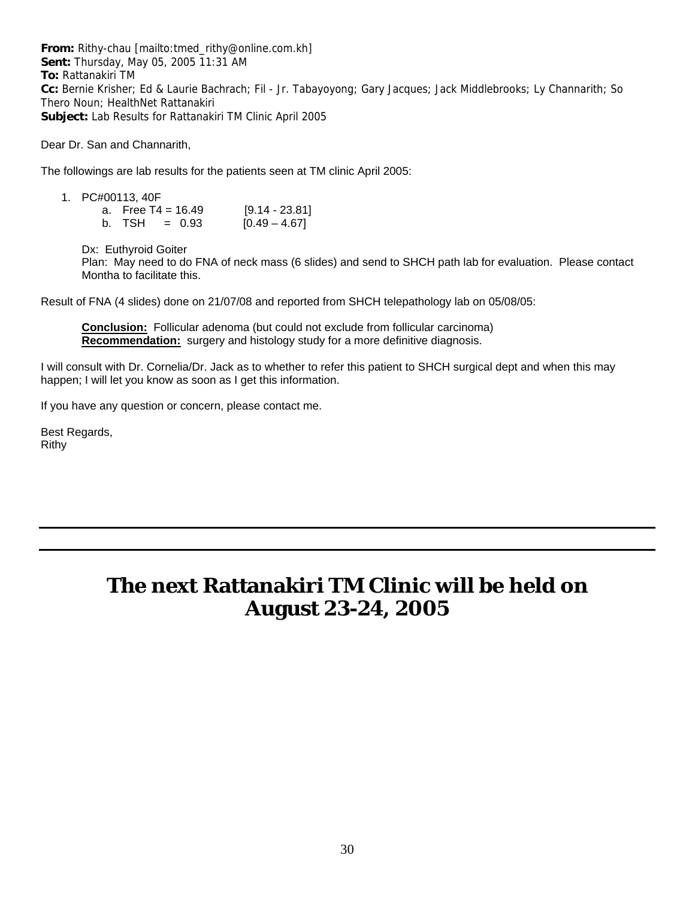**From:** Rithy-chau [mailto:tmed_rithy@online.com.kh]
**Sent:** Thursday, May 05, 2005 11:31 AM
**To:** Rattanakiri TM
**Cc:** Bernie Krisher; Ed & Laurie Bachrach; Fil - Jr. Tabayoyong; Gary Jacques; Jack Middlebrooks; Ly Channarith; So Thero Noun; HealthNet Rattanakiri
**Subject:** Lab Results for Rattanakiri TM Clinic April 2005

Dear Dr. San and Channarith,

The followings are lab results for the patients seen at TM clinic April 2005:

1. PC#00113, 40F
   a. Free T4 = 16.49 [9.14 - 23.81]
   b. TSH = 0.93 [0.49 – 4.67]

   Dx: Euthyroid Goiter
   Plan: May need to do FNA of neck mass (6 slides) and send to SHCH path lab for evaluation. Please contact Montha to facilitate this.

Result of FNA (4 slides) done on 21/07/08 and reported from SHCH telepathology lab on 05/08/05:

> **Conclusion:** Follicular adenoma (but could not exclude from follicular carcinoma)
> **Recommendation:** surgery and histology study for a more definitive diagnosis.

I will consult with Dr. Cornelia/Dr. Jack as to whether to refer this patient to SHCH surgical dept and when this may happen; I will let you know as soon as I get this information.

If you have any question or concern, please contact me.

Best Regards,
Rithy

---

# The next Rattanakiri TM Clinic will be held on August 23-24, 2005